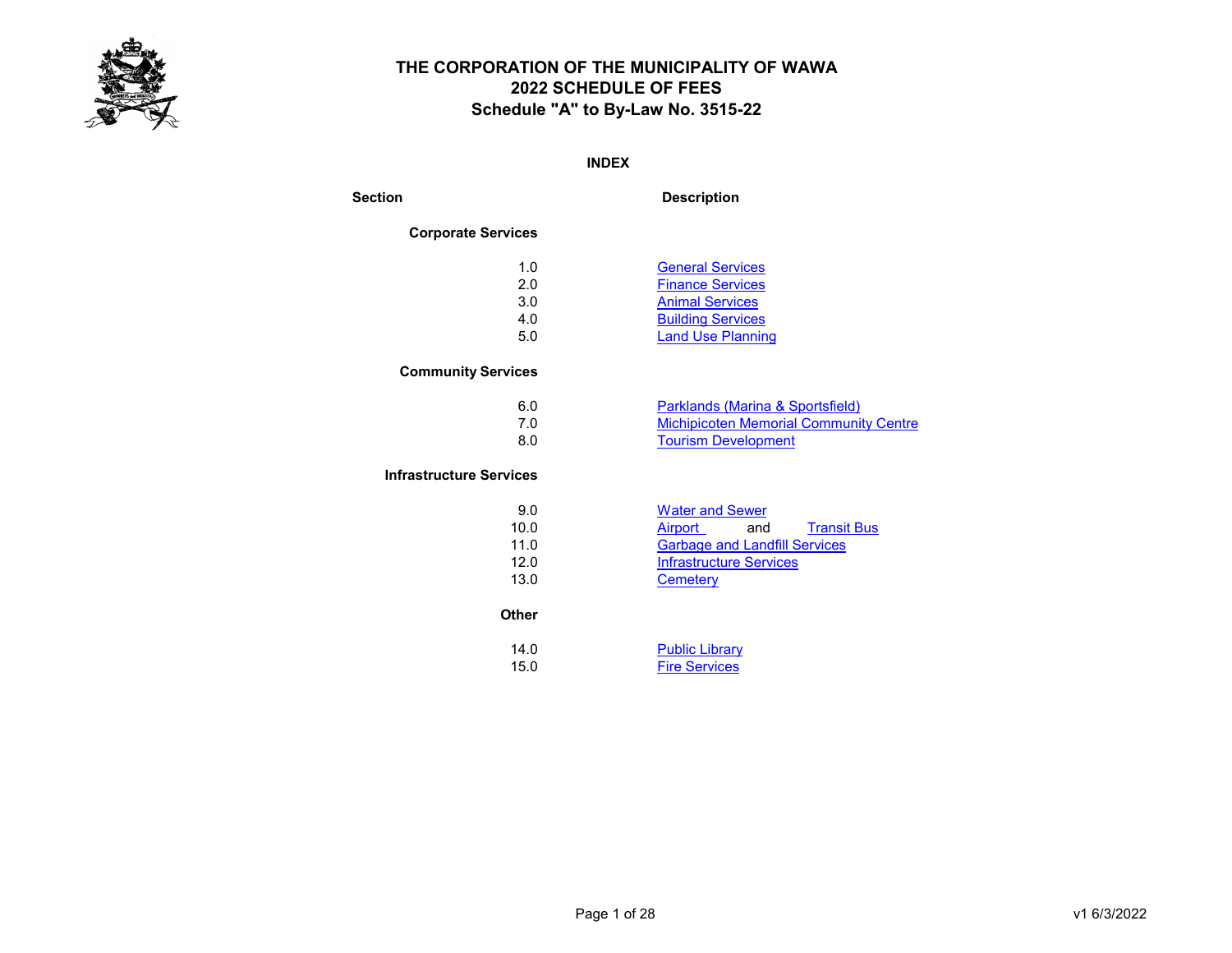# THE CORPORATION OF THE MUNICIPALITY OF WAWA
## 2022 SCHEDULE OF FEES
## Schedule "A" to By-Law No. 3515-22

**INDEX**

| Section | Description |
|---|---|
| **Corporate Services** | |
| 1.0 | General Services |
| 2.0 | Finance Services |
| 3.0 | Animal Services |
| 4.0 | Building Services |
| 5.0 | Land Use Planning |
| **Community Services** | |
| 6.0 | Parklands (Marina & Sportsfield) |
| 7.0 | Michipicoten Memorial Community Centre |
| 8.0 | Tourism Development |
| **Infrastructure Services** | |
| 9.0 | Water and Sewer |
| 10.0 | Airport and Transit Bus |
| 11.0 | Garbage and Landfill Services |
| 12.0 | Infrastructure Services |
| 13.0 | Cemetery |
| **Other** | |
| 14.0 | Public Library |
| 15.0 | Fire Services |

v1 6/3/2022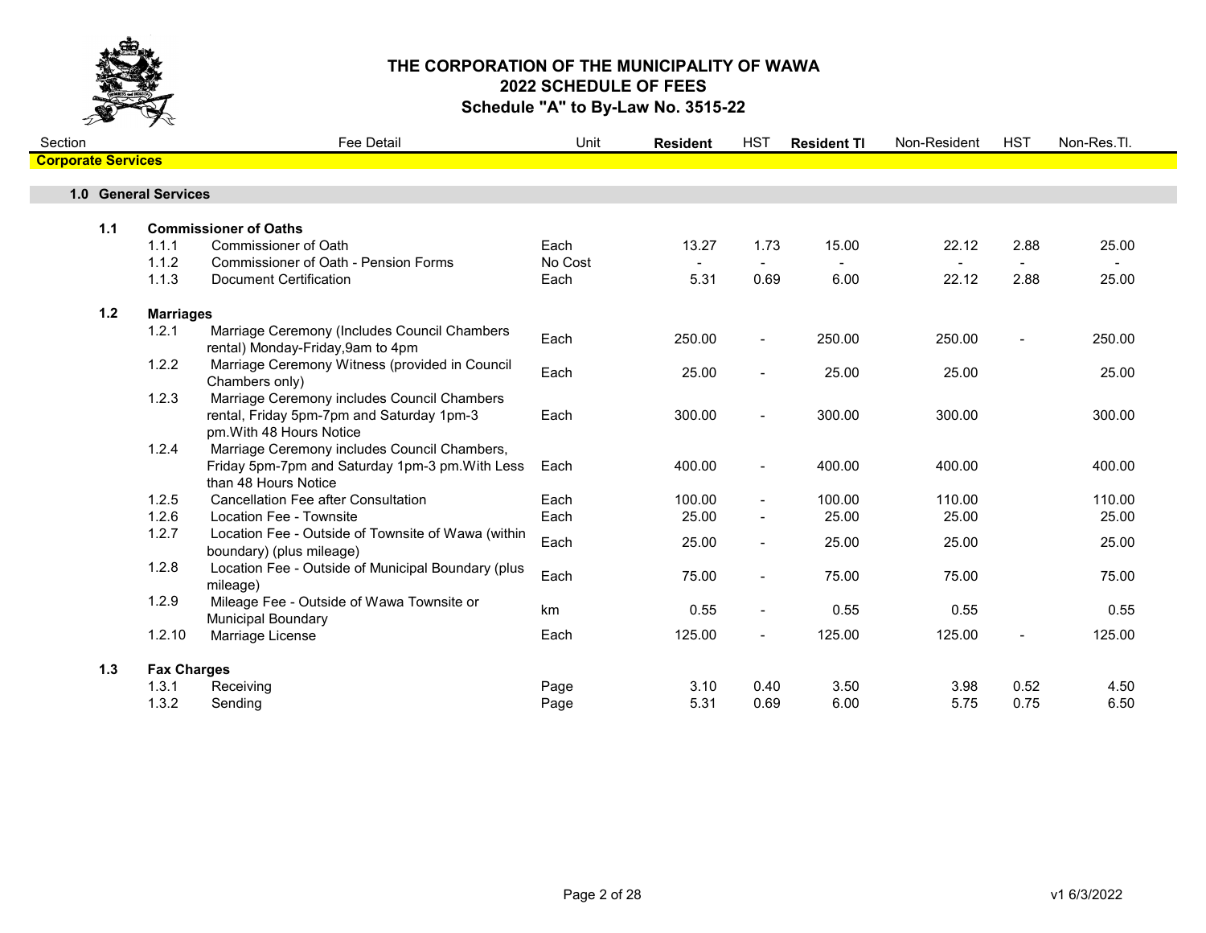# THE CORPORATION OF THE MUNICIPALITY OF WAWA
## 2022 SCHEDULE OF FEES
### Schedule "A" to By-Law No. 3515-22

| Section | | Fee Detail | Unit | Resident | HST | Resident TI | Non-Resident | HST | Non-Res.TI. |
|---|---|---|---|---|---|---|---|---|---|
| **Corporate Services** | | | | | | | | | |
| **1.0 General Services** | | | | | | | | | |
| **1.1** | **Commissioner of Oaths** | | | | | | | | |
| | 1.1.1 | Commissioner of Oath | Each | 13.27 | 1.73 | 15.00 | 22.12 | 2.88 | 25.00 |
| | 1.1.2 | Commissioner of Oath - Pension Forms | No Cost | - | - | - | - | - | - |
| | 1.1.3 | Document Certification | Each | 5.31 | 0.69 | 6.00 | 22.12 | 2.88 | 25.00 |
| **1.2** | **Marriages** | | | | | | | | |
| | 1.2.1 | Marriage Ceremony (Includes Council Chambers rental) Monday-Friday,9am to 4pm | Each | 250.00 | - | 250.00 | 250.00 | - | 250.00 |
| | 1.2.2 | Marriage Ceremony Witness (provided in Council Chambers only) | Each | 25.00 | - | 25.00 | 25.00 | | 25.00 |
| | 1.2.3 | Marriage Ceremony includes Council Chambers rental, Friday 5pm-7pm and Saturday 1pm-3 pm.With 48 Hours Notice | Each | 300.00 | - | 300.00 | 300.00 | | 300.00 |
| | 1.2.4 | Marriage Ceremony includes Council Chambers, Friday 5pm-7pm and Saturday 1pm-3 pm.With Less than 48 Hours Notice | Each | 400.00 | - | 400.00 | 400.00 | | 400.00 |
| | 1.2.5 | Cancellation Fee after Consultation | Each | 100.00 | - | 100.00 | 110.00 | | 110.00 |
| | 1.2.6 | Location Fee - Townsite | Each | 25.00 | - | 25.00 | 25.00 | | 25.00 |
| | 1.2.7 | Location Fee - Outside of Townsite of Wawa (within boundary) (plus mileage) | Each | 25.00 | - | 25.00 | 25.00 | | 25.00 |
| | 1.2.8 | Location Fee - Outside of Municipal Boundary (plus mileage) | Each | 75.00 | - | 75.00 | 75.00 | | 75.00 |
| | 1.2.9 | Mileage Fee - Outside of Wawa Townsite or Municipal Boundary | km | 0.55 | - | 0.55 | 0.55 | | 0.55 |
| | 1.2.10 | Marriage License | Each | 125.00 | - | 125.00 | 125.00 | - | 125.00 |
| **1.3** | **Fax Charges** | | | | | | | | |
| | 1.3.1 | Receiving | Page | 3.10 | 0.40 | 3.50 | 3.98 | 0.52 | 4.50 |
| | 1.3.2 | Sending | Page | 5.31 | 0.69 | 6.00 | 5.75 | 0.75 | 6.50 |

v1 6/3/2022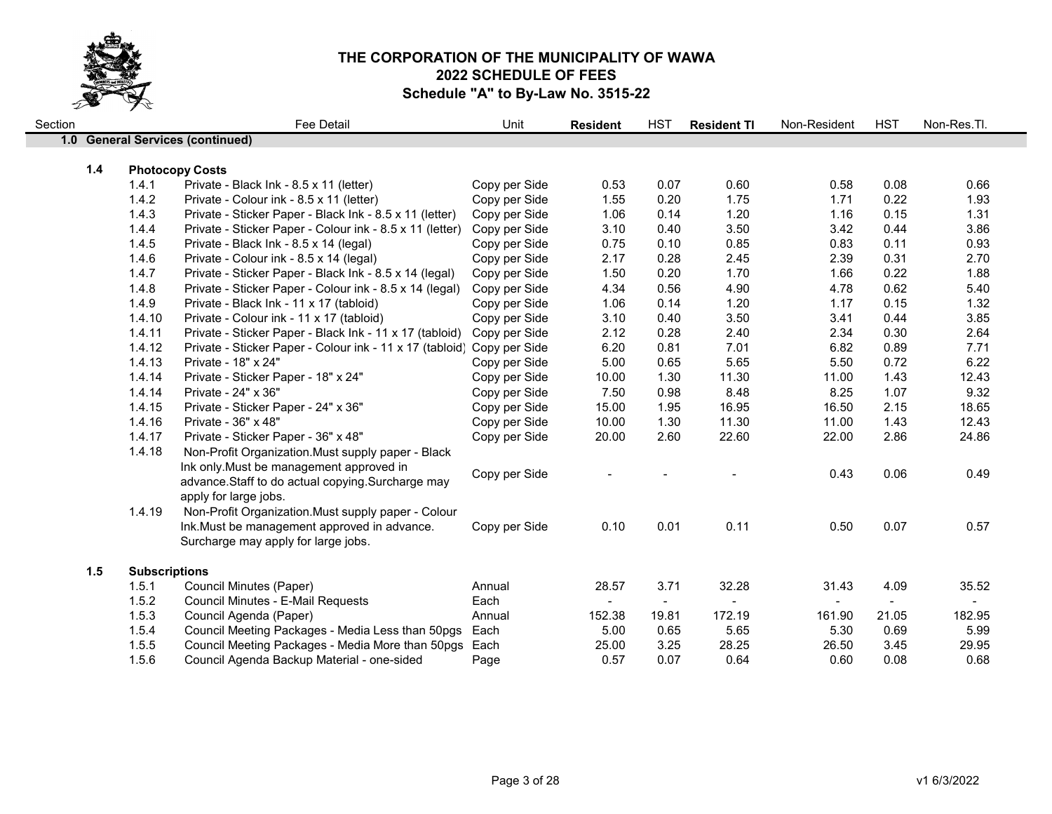# THE CORPORATION OF THE MUNICIPALITY OF WAWA
## 2022 SCHEDULE OF FEES
### Schedule "A" to By-Law No. 3515-22

| Section | | Fee Detail | Unit | **Resident** | HST | **Resident TI** | Non-Resident | HST | Non-Res.TI. |
|---|---|---|---|---|---|---|---|---|---|
| **1.0** | **General Services (continued)** | | | | | | | | |
| **1.4** | **Photocopy Costs** | | | | | | | | |
| | 1.4.1 | Private - Black Ink - 8.5 x 11 (letter) | Copy per Side | 0.53 | 0.07 | 0.60 | 0.58 | 0.08 | 0.66 |
| | 1.4.2 | Private - Colour ink - 8.5 x 11 (letter) | Copy per Side | 1.55 | 0.20 | 1.75 | 1.71 | 0.22 | 1.93 |
| | 1.4.3 | Private - Sticker Paper - Black Ink - 8.5 x 11 (letter) | Copy per Side | 1.06 | 0.14 | 1.20 | 1.16 | 0.15 | 1.31 |
| | 1.4.4 | Private - Sticker Paper - Colour ink - 8.5 x 11 (letter) | Copy per Side | 3.10 | 0.40 | 3.50 | 3.42 | 0.44 | 3.86 |
| | 1.4.5 | Private - Black Ink - 8.5 x 14 (legal) | Copy per Side | 0.75 | 0.10 | 0.85 | 0.83 | 0.11 | 0.93 |
| | 1.4.6 | Private - Colour ink - 8.5 x 14 (legal) | Copy per Side | 2.17 | 0.28 | 2.45 | 2.39 | 0.31 | 2.70 |
| | 1.4.7 | Private - Sticker Paper - Black Ink - 8.5 x 14 (legal) | Copy per Side | 1.50 | 0.20 | 1.70 | 1.66 | 0.22 | 1.88 |
| | 1.4.8 | Private - Sticker Paper - Colour ink - 8.5 x 14 (legal) | Copy per Side | 4.34 | 0.56 | 4.90 | 4.78 | 0.62 | 5.40 |
| | 1.4.9 | Private - Black Ink - 11 x 17 (tabloid) | Copy per Side | 1.06 | 0.14 | 1.20 | 1.17 | 0.15 | 1.32 |
| | 1.4.10 | Private - Colour ink - 11 x 17 (tabloid) | Copy per Side | 3.10 | 0.40 | 3.50 | 3.41 | 0.44 | 3.85 |
| | 1.4.11 | Private - Sticker Paper - Black Ink - 11 x 17 (tabloid) | Copy per Side | 2.12 | 0.28 | 2.40 | 2.34 | 0.30 | 2.64 |
| | 1.4.12 | Private - Sticker Paper - Colour ink - 11 x 17 (tabloid) | Copy per Side | 6.20 | 0.81 | 7.01 | 6.82 | 0.89 | 7.71 |
| | 1.4.13 | Private - 18" x 24" | Copy per Side | 5.00 | 0.65 | 5.65 | 5.50 | 0.72 | 6.22 |
| | 1.4.14 | Private - Sticker Paper - 18" x 24" | Copy per Side | 10.00 | 1.30 | 11.30 | 11.00 | 1.43 | 12.43 |
| | 1.4.14 | Private - 24" x 36" | Copy per Side | 7.50 | 0.98 | 8.48 | 8.25 | 1.07 | 9.32 |
| | 1.4.15 | Private - Sticker Paper - 24" x 36" | Copy per Side | 15.00 | 1.95 | 16.95 | 16.50 | 2.15 | 18.65 |
| | 1.4.16 | Private - 36" x 48" | Copy per Side | 10.00 | 1.30 | 11.30 | 11.00 | 1.43 | 12.43 |
| | 1.4.17 | Private - Sticker Paper - 36" x 48" | Copy per Side | 20.00 | 2.60 | 22.60 | 22.00 | 2.86 | 24.86 |
| | 1.4.18 | Non-Profit Organization.Must supply paper - Black Ink only.Must be management approved in advance.Staff to do actual copying.Surcharge may apply for large jobs. | Copy per Side | - | - | - | 0.43 | 0.06 | 0.49 |
| | 1.4.19 | Non-Profit Organization.Must supply paper - Colour Ink.Must be management approved in advance. Surcharge may apply for large jobs. | Copy per Side | 0.10 | 0.01 | 0.11 | 0.50 | 0.07 | 0.57 |
| **1.5** | **Subscriptions** | | | | | | | | |
| | 1.5.1 | Council Minutes (Paper) | Annual | 28.57 | 3.71 | 32.28 | 31.43 | 4.09 | 35.52 |
| | 1.5.2 | Council Minutes - E-Mail Requests | Each | - | - | - | - | - | - |
| | 1.5.3 | Council Agenda (Paper) | Annual | 152.38 | 19.81 | 172.19 | 161.90 | 21.05 | 182.95 |
| | 1.5.4 | Council Meeting Packages - Media Less than 50pgs | Each | 5.00 | 0.65 | 5.65 | 5.30 | 0.69 | 5.99 |
| | 1.5.5 | Council Meeting Packages - Media More than 50pgs | Each | 25.00 | 3.25 | 28.25 | 26.50 | 3.45 | 29.95 |
| | 1.5.6 | Council Agenda Backup Material - one-sided | Page | 0.57 | 0.07 | 0.64 | 0.60 | 0.08 | 0.68 |

v1 6/3/2022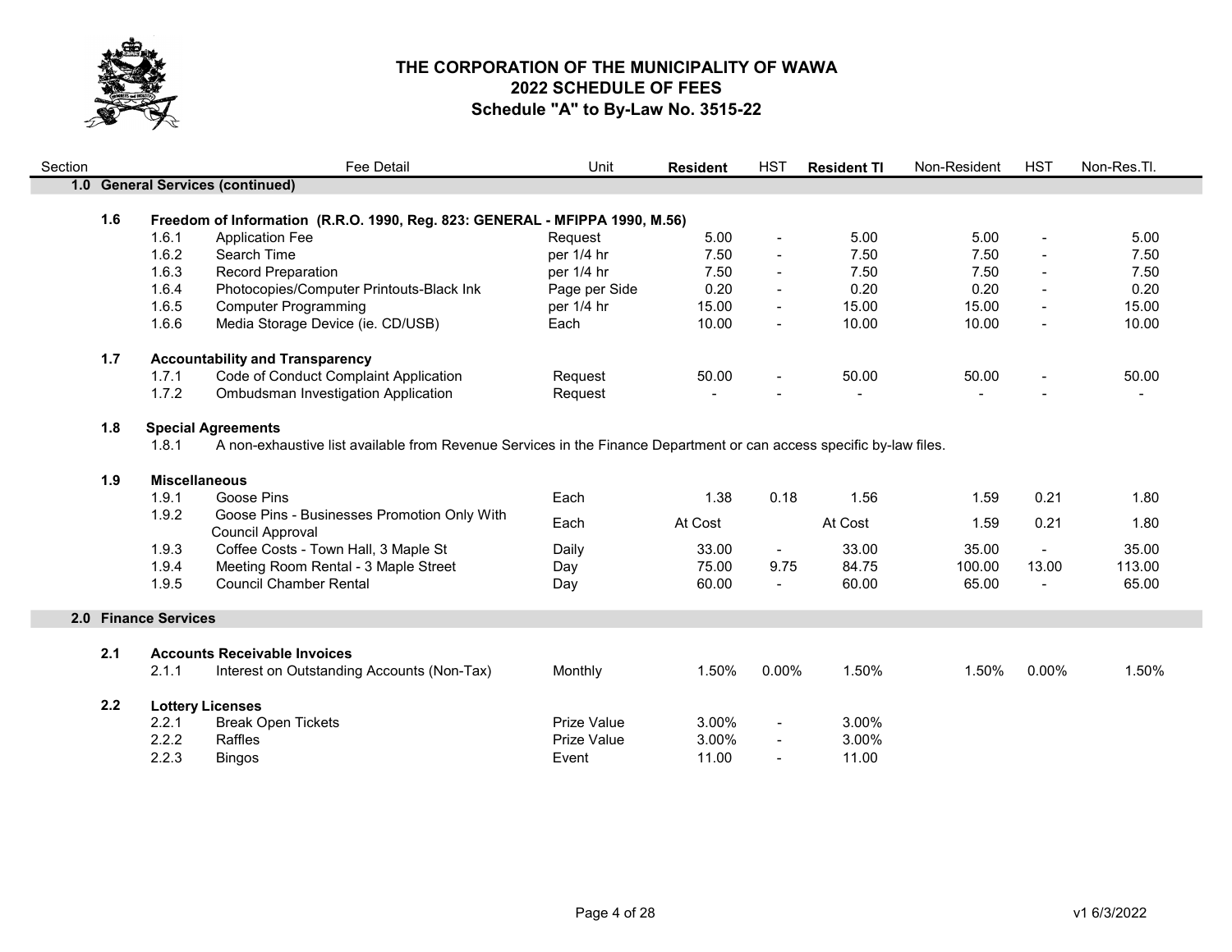# THE CORPORATION OF THE MUNICIPALITY OF WAWA
## 2022 SCHEDULE OF FEES
### Schedule "A" to By-Law No. 3515-22

| Section | | Fee Detail | Unit | **Resident** | HST | **Resident Tl** | Non-Resident | HST | Non-Res.Tl. |
|---|---|---|---|---|---|---|---|---|---|
| **1.0** | | **General Services (continued)** | | | | | | | |
| **1.6** | | **Freedom of Information (R.R.O. 1990, Reg. 823: GENERAL - MFIPPA 1990, M.56)** | | | | | | | |
| | 1.6.1 | Application Fee | Request | 5.00 | - | 5.00 | 5.00 | - | 5.00 |
| | 1.6.2 | Search Time | per 1/4 hr | 7.50 | - | 7.50 | 7.50 | - | 7.50 |
| | 1.6.3 | Record Preparation | per 1/4 hr | 7.50 | - | 7.50 | 7.50 | - | 7.50 |
| | 1.6.4 | Photocopies/Computer Printouts-Black Ink | Page per Side | 0.20 | - | 0.20 | 0.20 | - | 0.20 |
| | 1.6.5 | Computer Programming | per 1/4 hr | 15.00 | - | 15.00 | 15.00 | - | 15.00 |
| | 1.6.6 | Media Storage Device (ie. CD/USB) | Each | 10.00 | - | 10.00 | 10.00 | - | 10.00 |
| **1.7** | | **Accountability and Transparency** | | | | | | | |
| | 1.7.1 | Code of Conduct Complaint Application | Request | 50.00 | - | 50.00 | 50.00 | - | 50.00 |
| | 1.7.2 | Ombudsman Investigation Application | Request | - | - | - | - | - | - |
| **1.8** | | **Special Agreements** | | | | | | | |
| | 1.8.1 | A non-exhaustive list available from Revenue Services in the Finance Department or can access specific by-law files. | | | | | | | |
| **1.9** | | **Miscellaneous** | | | | | | | |
| | 1.9.1 | Goose Pins | Each | 1.38 | 0.18 | 1.56 | 1.59 | 0.21 | 1.80 |
| | 1.9.2 | Goose Pins - Businesses Promotion Only With Council Approval | Each | At Cost | | At Cost | 1.59 | 0.21 | 1.80 |
| | 1.9.3 | Coffee Costs - Town Hall, 3 Maple St | Daily | 33.00 | - | 33.00 | 35.00 | - | 35.00 |
| | 1.9.4 | Meeting Room Rental - 3 Maple Street | Day | 75.00 | 9.75 | 84.75 | 100.00 | 13.00 | 113.00 |
| | 1.9.5 | Council Chamber Rental | Day | 60.00 | - | 60.00 | 65.00 | - | 65.00 |
| **2.0** | | **Finance Services** | | | | | | | |
| **2.1** | | **Accounts Receivable Invoices** | | | | | | | |
| | 2.1.1 | Interest on Outstanding Accounts (Non-Tax) | Monthly | 1.50% | 0.00% | 1.50% | 1.50% | 0.00% | 1.50% |
| **2.2** | | **Lottery Licenses** | | | | | | | |
| | 2.2.1 | Break Open Tickets | Prize Value | 3.00% | - | 3.00% | | | |
| | 2.2.2 | Raffles | Prize Value | 3.00% | - | 3.00% | | | |
| | 2.2.3 | Bingos | Event | 11.00 | - | 11.00 | | | |

v1 6/3/2022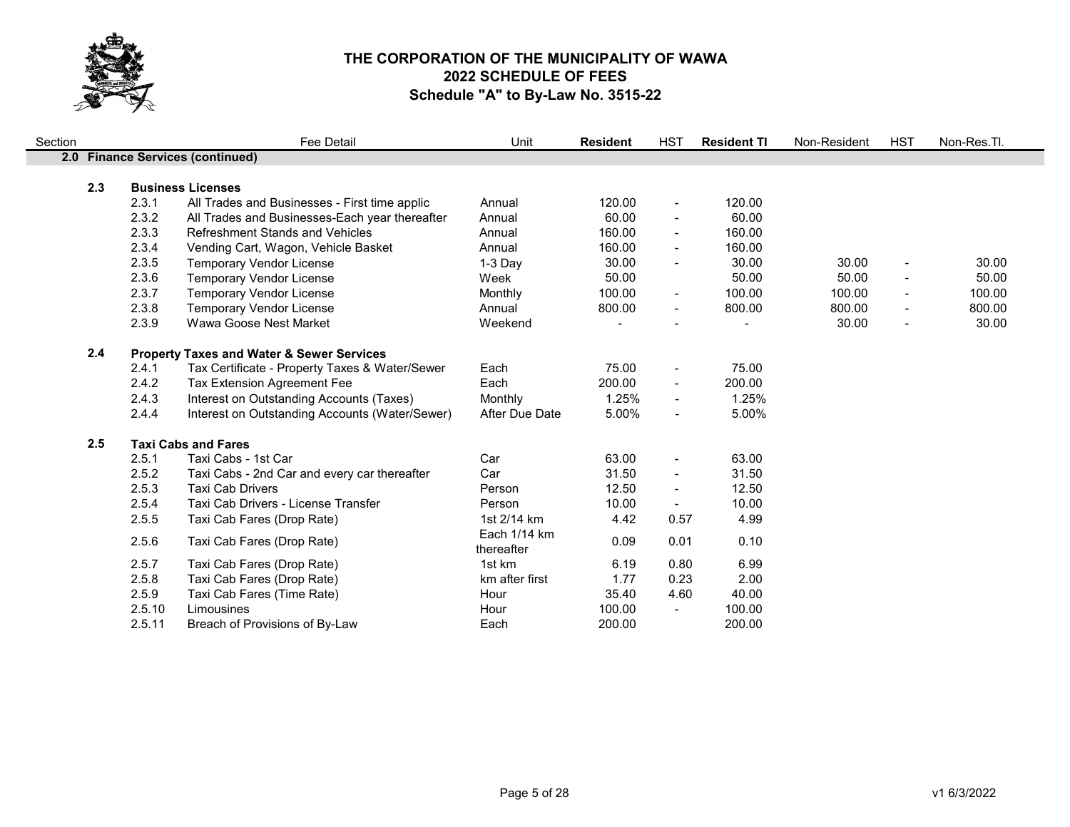# THE CORPORATION OF THE MUNICIPALITY OF WAWA
## 2022 SCHEDULE OF FEES
### Schedule "A" to By-Law No. 3515-22

| Section | | Fee Detail | Unit | **Resident** | HST | **Resident TI** | Non-Resident | HST | Non-Res.TI. |
|---|---|---|---|---|---|---|---|---|---|
| **2.0** | | **Finance Services (continued)** | | | | | | | |
| **2.3** | | **Business Licenses** | | | | | | | |
| | 2.3.1 | All Trades and Businesses - First time applic | Annual | 120.00 | - | 120.00 | | | |
| | 2.3.2 | All Trades and Businesses-Each year thereafter | Annual | 60.00 | - | 60.00 | | | |
| | 2.3.3 | Refreshment Stands and Vehicles | Annual | 160.00 | - | 160.00 | | | |
| | 2.3.4 | Vending Cart, Wagon, Vehicle Basket | Annual | 160.00 | - | 160.00 | | | |
| | 2.3.5 | Temporary Vendor License | 1-3 Day | 30.00 | - | 30.00 | 30.00 | - | 30.00 |
| | 2.3.6 | Temporary Vendor License | Week | 50.00 | | 50.00 | 50.00 | - | 50.00 |
| | 2.3.7 | Temporary Vendor License | Monthly | 100.00 | - | 100.00 | 100.00 | - | 100.00 |
| | 2.3.8 | Temporary Vendor License | Annual | 800.00 | - | 800.00 | 800.00 | - | 800.00 |
| | 2.3.9 | Wawa Goose Nest Market | Weekend | - | - | - | 30.00 | - | 30.00 |
| **2.4** | | **Property Taxes and Water & Sewer Services** | | | | | | | |
| | 2.4.1 | Tax Certificate - Property Taxes & Water/Sewer | Each | 75.00 | - | 75.00 | | | |
| | 2.4.2 | Tax Extension Agreement Fee | Each | 200.00 | - | 200.00 | | | |
| | 2.4.3 | Interest on Outstanding Accounts (Taxes) | Monthly | 1.25% | - | 1.25% | | | |
| | 2.4.4 | Interest on Outstanding Accounts (Water/Sewer) | After Due Date | 5.00% | - | 5.00% | | | |
| **2.5** | | **Taxi Cabs and Fares** | | | | | | | |
| | 2.5.1 | Taxi Cabs - 1st Car | Car | 63.00 | - | 63.00 | | | |
| | 2.5.2 | Taxi Cabs - 2nd Car and every car thereafter | Car | 31.50 | - | 31.50 | | | |
| | 2.5.3 | Taxi Cab Drivers | Person | 12.50 | - | 12.50 | | | |
| | 2.5.4 | Taxi Cab Drivers - License Transfer | Person | 10.00 | - | 10.00 | | | |
| | 2.5.5 | Taxi Cab Fares (Drop Rate) | 1st 2/14 km | 4.42 | 0.57 | 4.99 | | | |
| | 2.5.6 | Taxi Cab Fares (Drop Rate) | Each 1/14 km thereafter | 0.09 | 0.01 | 0.10 | | | |
| | 2.5.7 | Taxi Cab Fares (Drop Rate) | 1st km | 6.19 | 0.80 | 6.99 | | | |
| | 2.5.8 | Taxi Cab Fares (Drop Rate) | km after first | 1.77 | 0.23 | 2.00 | | | |
| | 2.5.9 | Taxi Cab Fares (Time Rate) | Hour | 35.40 | 4.60 | 40.00 | | | |
| | 2.5.10 | Limousines | Hour | 100.00 | - | 100.00 | | | |
| | 2.5.11 | Breach of Provisions of By-Law | Each | 200.00 | | 200.00 | | | |

v1 6/3/2022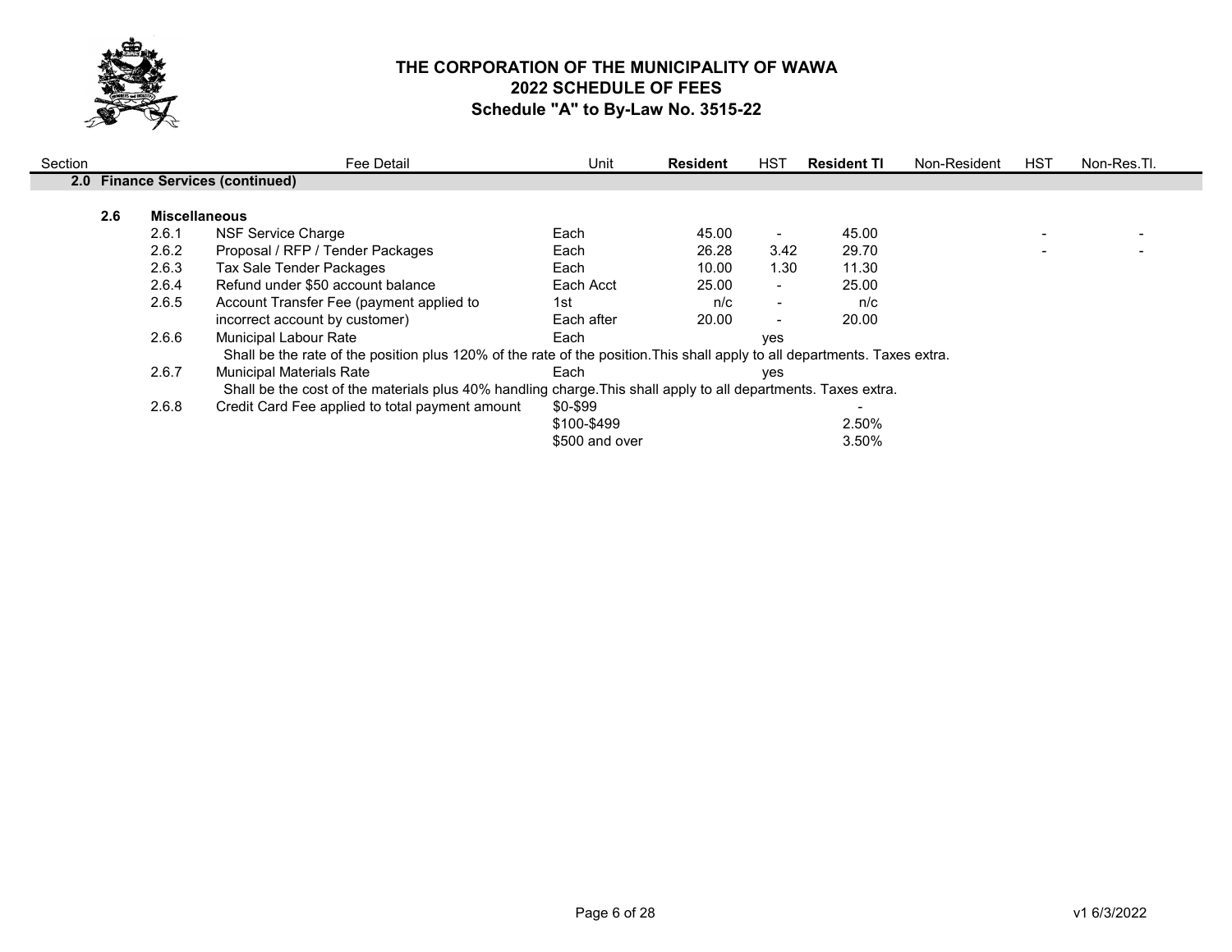# THE CORPORATION OF THE MUNICIPALITY OF WAWA
## 2022 SCHEDULE OF FEES
### Schedule "A" to By-Law No. 3515-22

| Section | | | Fee Detail | Unit | **Resident** | HST | **Resident TI** | Non-Resident | HST | Non-Res.TI. |
|---|---|---|---|---|---|---|---|---|---|---|
| **2.0** | **Finance Services (continued)** | | | | | | | | | |
| | **2.6** | **Miscellaneous** | | | | | | | | |
| | | 2.6.1 | NSF Service Charge | Each | 45.00 | - | 45.00 | | - | - |
| | | 2.6.2 | Proposal / RFP / Tender Packages | Each | 26.28 | 3.42 | 29.70 | | - | - |
| | | 2.6.3 | Tax Sale Tender Packages | Each | 10.00 | 1.30 | 11.30 | | | |
| | | 2.6.4 | Refund under $50 account balance | Each Acct | 25.00 | - | 25.00 | | | |
| | | 2.6.5 | Account Transfer Fee (payment applied to | 1st | n/c | - | n/c | | | |
| | | | incorrect account by customer) | Each after | 20.00 | - | 20.00 | | | |
| | | 2.6.6 | Municipal Labour Rate | Each | | yes | | | | |
| | | | Shall be the rate of the position plus 120% of the rate of the position.This shall apply to all departments. Taxes extra. | | | | | | | |
| | | 2.6.7 | Municipal Materials Rate | Each | | yes | | | | |
| | | | Shall be the cost of the materials plus 40% handling charge.This shall apply to all departments. Taxes extra. | | | | | | | |
| | | 2.6.8 | Credit Card Fee applied to total payment amount | $0-$99 | | | - | | | |
| | | | | $100-$499 | | | 2.50% | | | |
| | | | | $500 and over | | | 3.50% | | | |

v1 6/3/2022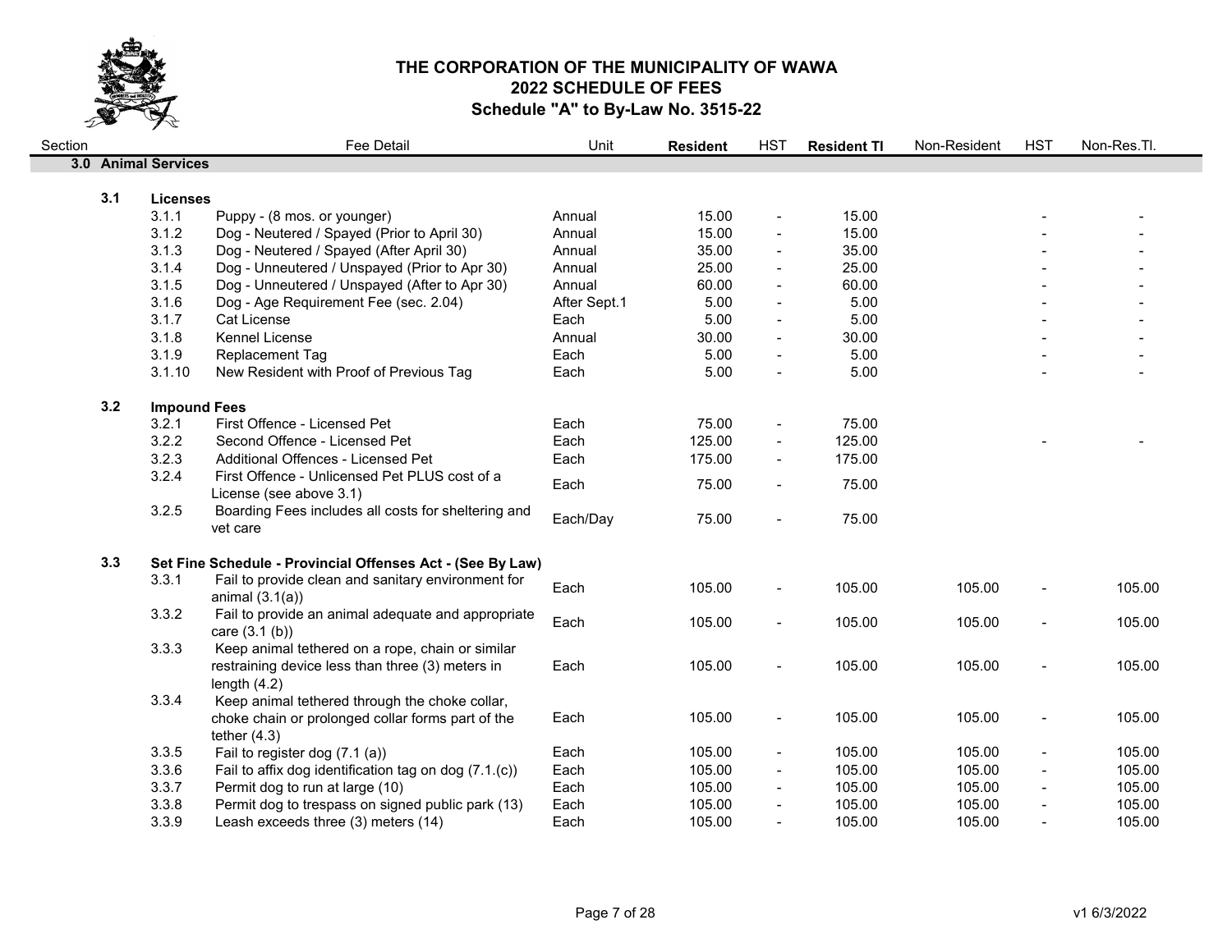# THE CORPORATION OF THE MUNICIPALITY OF WAWA
## 2022 SCHEDULE OF FEES
### Schedule "A" to By-Law No. 3515-22

| Section | | Fee Detail | Unit | **Resident** | HST | **Resident Tl** | Non-Resident | HST | Non-Res.Tl. |
|---|---|---|---|---|---|---|---|---|---|
| **3.0** | **Animal Services** | | | | | | | | |
| **3.1** | **Licenses** | | | | | | | | |
| | 3.1.1 | Puppy - (8 mos. or younger) | Annual | 15.00 | - | 15.00 | | - | - |
| | 3.1.2 | Dog - Neutered / Spayed (Prior to April 30) | Annual | 15.00 | - | 15.00 | | - | - |
| | 3.1.3 | Dog - Neutered / Spayed (After April 30) | Annual | 35.00 | - | 35.00 | | - | - |
| | 3.1.4 | Dog - Unneutered / Unspayed (Prior to Apr 30) | Annual | 25.00 | - | 25.00 | | - | - |
| | 3.1.5 | Dog - Unneutered / Unspayed (After to Apr 30) | Annual | 60.00 | - | 60.00 | | - | - |
| | 3.1.6 | Dog - Age Requirement Fee (sec. 2.04) | After Sept.1 | 5.00 | - | 5.00 | | - | - |
| | 3.1.7 | Cat License | Each | 5.00 | - | 5.00 | | - | - |
| | 3.1.8 | Kennel License | Annual | 30.00 | - | 30.00 | | - | - |
| | 3.1.9 | Replacement Tag | Each | 5.00 | - | 5.00 | | - | - |
| | 3.1.10 | New Resident with Proof of Previous Tag | Each | 5.00 | - | 5.00 | | - | - |
| **3.2** | **Impound Fees** | | | | | | | | |
| | 3.2.1 | First Offence - Licensed Pet | Each | 75.00 | - | 75.00 | | | |
| | 3.2.2 | Second Offence - Licensed Pet | Each | 125.00 | - | 125.00 | | - | - |
| | 3.2.3 | Additional Offences - Licensed Pet | Each | 175.00 | - | 175.00 | | | |
| | 3.2.4 | First Offence - Unlicensed Pet PLUS cost of a License (see above 3.1) | Each | 75.00 | - | 75.00 | | | |
| | 3.2.5 | Boarding Fees includes all costs for sheltering and vet care | Each/Day | 75.00 | - | 75.00 | | | |
| **3.3** | **Set Fine Schedule - Provincial Offenses Act - (See By Law)** | | | | | | | | |
| | 3.3.1 | Fail to provide clean and sanitary environment for animal (3.1(a)) | Each | 105.00 | - | 105.00 | 105.00 | - | 105.00 |
| | 3.3.2 | Fail to provide an animal adequate and appropriate care (3.1 (b)) | Each | 105.00 | - | 105.00 | 105.00 | - | 105.00 |
| | 3.3.3 | Keep animal tethered on a rope, chain or similar restraining device less than three (3) meters in length (4.2) | Each | 105.00 | - | 105.00 | 105.00 | - | 105.00 |
| | 3.3.4 | Keep animal tethered through the choke collar, choke chain or prolonged collar forms part of the tether (4.3) | Each | 105.00 | - | 105.00 | 105.00 | - | 105.00 |
| | 3.3.5 | Fail to register dog (7.1 (a)) | Each | 105.00 | - | 105.00 | 105.00 | - | 105.00 |
| | 3.3.6 | Fail to affix dog identification tag on dog (7.1.(c)) | Each | 105.00 | - | 105.00 | 105.00 | - | 105.00 |
| | 3.3.7 | Permit dog to run at large (10) | Each | 105.00 | - | 105.00 | 105.00 | - | 105.00 |
| | 3.3.8 | Permit dog to trespass on signed public park (13) | Each | 105.00 | - | 105.00 | 105.00 | - | 105.00 |
| | 3.3.9 | Leash exceeds three (3) meters (14) | Each | 105.00 | - | 105.00 | 105.00 | - | 105.00 |

v1 6/3/2022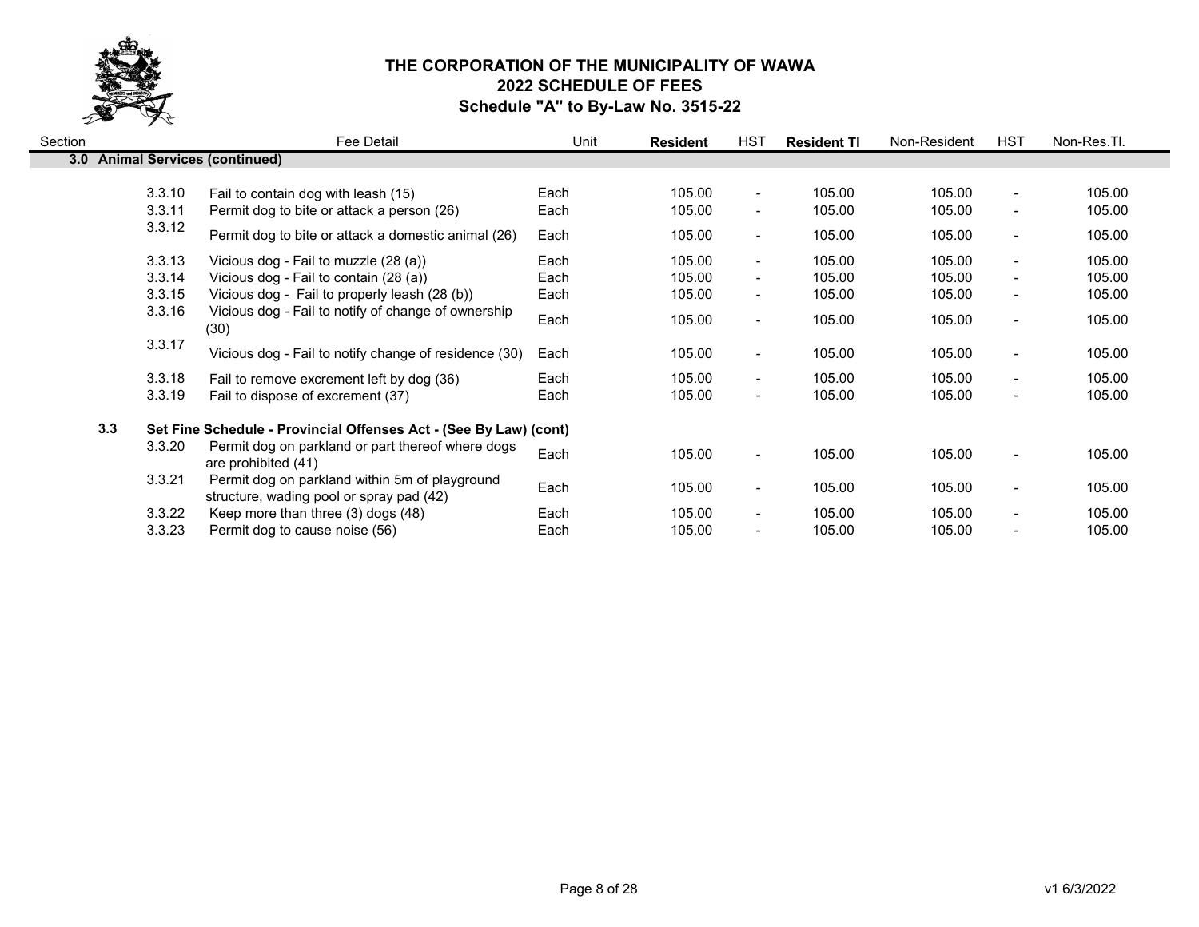# THE CORPORATION OF THE MUNICIPALITY OF WAWA
## 2022 SCHEDULE OF FEES
### Schedule "A" to By-Law No. 3515-22

| Section | | Fee Detail | Unit | **Resident** | HST | **Resident TI** | Non-Resident | HST | Non-Res.TI. |
|---|---|---|---|---|---|---|---|---|---|
| **3.0** | | **Animal Services (continued)** | | | | | | | |
| | 3.3.10 | Fail to contain dog with leash (15) | Each | 105.00 | - | 105.00 | 105.00 | - | 105.00 |
| | 3.3.11 | Permit dog to bite or attack a person (26) | Each | 105.00 | - | 105.00 | 105.00 | - | 105.00 |
| | 3.3.12 | Permit dog to bite or attack a domestic animal (26) | Each | 105.00 | - | 105.00 | 105.00 | - | 105.00 |
| | 3.3.13 | Vicious dog - Fail to muzzle (28 (a)) | Each | 105.00 | - | 105.00 | 105.00 | - | 105.00 |
| | 3.3.14 | Vicious dog - Fail to contain (28 (a)) | Each | 105.00 | - | 105.00 | 105.00 | - | 105.00 |
| | 3.3.15 | Vicious dog - Fail to properly leash (28 (b)) | Each | 105.00 | - | 105.00 | 105.00 | - | 105.00 |
| | 3.3.16 | Vicious dog - Fail to notify of change of ownership (30) | Each | 105.00 | - | 105.00 | 105.00 | - | 105.00 |
| | 3.3.17 | Vicious dog - Fail to notify change of residence (30) | Each | 105.00 | - | 105.00 | 105.00 | - | 105.00 |
| | 3.3.18 | Fail to remove excrement left by dog (36) | Each | 105.00 | - | 105.00 | 105.00 | - | 105.00 |
| | 3.3.19 | Fail to dispose of excrement (37) | Each | 105.00 | - | 105.00 | 105.00 | - | 105.00 |
| **3.3** | | **Set Fine Schedule - Provincial Offenses Act - (See By Law) (cont)** | | | | | | | |
| | 3.3.20 | Permit dog on parkland or part thereof where dogs are prohibited (41) | Each | 105.00 | - | 105.00 | 105.00 | - | 105.00 |
| | 3.3.21 | Permit dog on parkland within 5m of playground structure, wading pool or spray pad (42) | Each | 105.00 | - | 105.00 | 105.00 | - | 105.00 |
| | 3.3.22 | Keep more than three (3) dogs (48) | Each | 105.00 | - | 105.00 | 105.00 | - | 105.00 |
| | 3.3.23 | Permit dog to cause noise (56) | Each | 105.00 | - | 105.00 | 105.00 | - | 105.00 |

v1 6/3/2022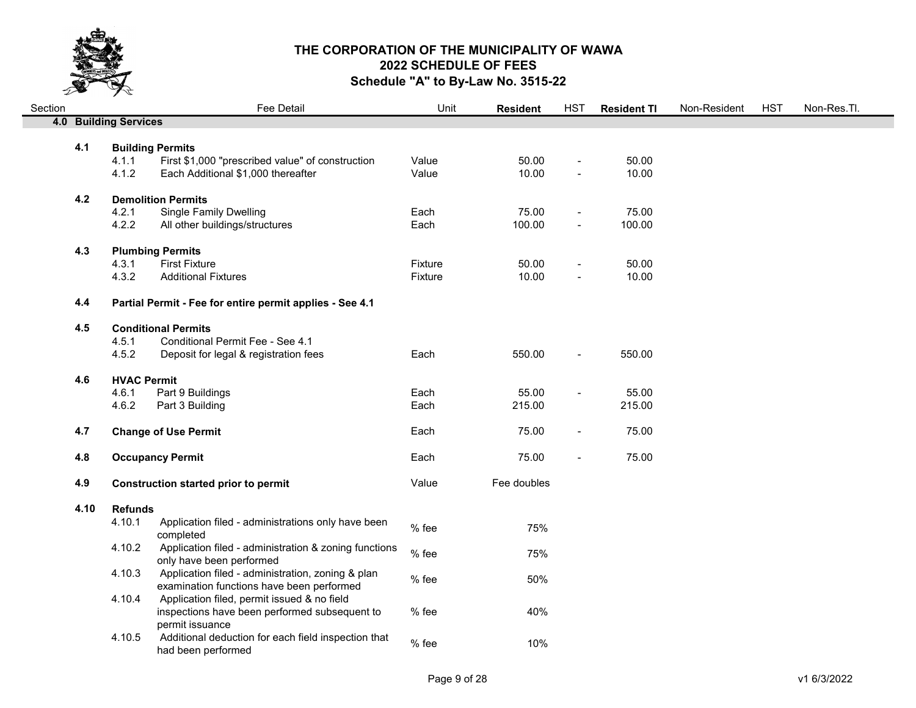# THE CORPORATION OF THE MUNICIPALITY OF WAWA
## 2022 SCHEDULE OF FEES
### Schedule "A" to By-Law No. 3515-22

| Section | | Fee Detail | Unit | Resident | HST | Resident TI | Non-Resident | HST | Non-Res.TI. |
|---|---|---|---|---|---|---|---|---|---|
| **4.0** | **Building Services** | | | | | | | | |
| **4.1** | **Building Permits** | | | | | | | | |
| | 4.1.1 | First $1,000 "prescribed value" of construction | Value | 50.00 | - | 50.00 | | | |
| | 4.1.2 | Each Additional $1,000 thereafter | Value | 10.00 | - | 10.00 | | | |
| **4.2** | **Demolition Permits** | | | | | | | | |
| | 4.2.1 | Single Family Dwelling | Each | 75.00 | - | 75.00 | | | |
| | 4.2.2 | All other buildings/structures | Each | 100.00 | - | 100.00 | | | |
| **4.3** | **Plumbing Permits** | | | | | | | | |
| | 4.3.1 | First Fixture | Fixture | 50.00 | - | 50.00 | | | |
| | 4.3.2 | Additional Fixtures | Fixture | 10.00 | - | 10.00 | | | |
| **4.4** | **Partial Permit - Fee for entire permit applies - See 4.1** | | | | | | | | |
| **4.5** | **Conditional Permits** | | | | | | | | |
| | 4.5.1 | Conditional Permit Fee - See 4.1 | | | | | | | |
| | 4.5.2 | Deposit for legal & registration fees | Each | 550.00 | - | 550.00 | | | |
| **4.6** | **HVAC Permit** | | | | | | | | |
| | 4.6.1 | Part 9 Buildings | Each | 55.00 | - | 55.00 | | | |
| | 4.6.2 | Part 3 Building | Each | 215.00 | | 215.00 | | | |
| **4.7** | **Change of Use Permit** | | Each | 75.00 | - | 75.00 | | | |
| **4.8** | **Occupancy Permit** | | Each | 75.00 | - | 75.00 | | | |
| **4.9** | **Construction started prior to permit** | | Value | Fee doubles | | | | | |
| **4.10** | **Refunds** | | | | | | | | |
| | 4.10.1 | Application filed - administrations only have been completed | % fee | 75% | | | | | |
| | 4.10.2 | Application filed - administration & zoning functions only have been performed | % fee | 75% | | | | | |
| | 4.10.3 | Application filed - administration, zoning & plan examination functions have been performed | % fee | 50% | | | | | |
| | 4.10.4 | Application filed, permit issued & no field inspections have been performed subsequent to permit issuance | % fee | 40% | | | | | |
| | 4.10.5 | Additional deduction for each field inspection that had been performed | % fee | 10% | | | | | |

v1 6/3/2022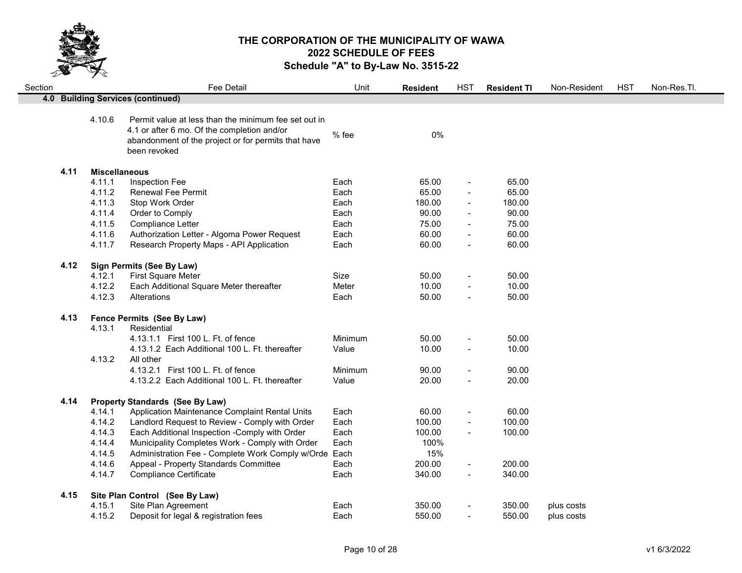# THE CORPORATION OF THE MUNICIPALITY OF WAWA
## 2022 SCHEDULE OF FEES
### Schedule "A" to By-Law No. 3515-22

| Section | | Fee Detail | Unit | Resident | HST | Resident TI | Non-Resident | HST | Non-Res.TI. |
|---|---|---|---|---|---|---|---|---|---|
| **4.0** | **Building Services (continued)** | | | | | | | | |
| | 4.10.6 | Permit value at less than the minimum fee set out in 4.1 or after 6 mo. Of the completion and/or abandonment of the project or for permits that have been revoked | % fee | 0% | | | | | |
| **4.11** | **Miscellaneous** | | | | | | | | |
| | 4.11.1 | Inspection Fee | Each | 65.00 | - | 65.00 | | | |
| | 4.11.2 | Renewal Fee Permit | Each | 65.00 | - | 65.00 | | | |
| | 4.11.3 | Stop Work Order | Each | 180.00 | - | 180.00 | | | |
| | 4.11.4 | Order to Comply | Each | 90.00 | - | 90.00 | | | |
| | 4.11.5 | Compliance Letter | Each | 75.00 | - | 75.00 | | | |
| | 4.11.6 | Authorization Letter - Algoma Power Request | Each | 60.00 | - | 60.00 | | | |
| | 4.11.7 | Research Property Maps - API Application | Each | 60.00 | - | 60.00 | | | |
| **4.12** | **Sign Permits (See By Law)** | | | | | | | | |
| | 4.12.1 | First Square Meter | Size | 50.00 | - | 50.00 | | | |
| | 4.12.2 | Each Additional Square Meter thereafter | Meter | 10.00 | - | 10.00 | | | |
| | 4.12.3 | Alterations | Each | 50.00 | - | 50.00 | | | |
| **4.13** | **Fence Permits (See By Law)** | | | | | | | | |
| | 4.13.1 | Residential | | | | | | | |
| | | 4.13.1.1 First 100 L. Ft. of fence | Minimum | 50.00 | - | 50.00 | | | |
| | | 4.13.1.2 Each Additional 100 L. Ft. thereafter | Value | 10.00 | - | 10.00 | | | |
| | 4.13.2 | All other | | | | | | | |
| | | 4.13.2.1 First 100 L. Ft. of fence | Minimum | 90.00 | - | 90.00 | | | |
| | | 4.13.2.2 Each Additional 100 L. Ft. thereafter | Value | 20.00 | - | 20.00 | | | |
| **4.14** | **Property Standards (See By Law)** | | | | | | | | |
| | 4.14.1 | Application Maintenance Complaint Rental Units | Each | 60.00 | - | 60.00 | | | |
| | 4.14.2 | Landlord Request to Review - Comply with Order | Each | 100.00 | - | 100.00 | | | |
| | 4.14.3 | Each Additional Inspection -Comply with Order | Each | 100.00 | - | 100.00 | | | |
| | 4.14.4 | Municipality Completes Work - Comply with Order | Each | 100% | | | | | |
| | 4.14.5 | Administration Fee - Complete Work Comply w/Orde | Each | 15% | | | | | |
| | 4.14.6 | Appeal - Property Standards Committee | Each | 200.00 | - | 200.00 | | | |
| | 4.14.7 | Compliance Certificate | Each | 340.00 | - | 340.00 | | | |
| **4.15** | **Site Plan Control (See By Law)** | | | | | | | | |
| | 4.15.1 | Site Plan Agreement | Each | 350.00 | - | 350.00 | plus costs | | |
| | 4.15.2 | Deposit for legal & registration fees | Each | 550.00 | - | 550.00 | plus costs | | |

v1 6/3/2022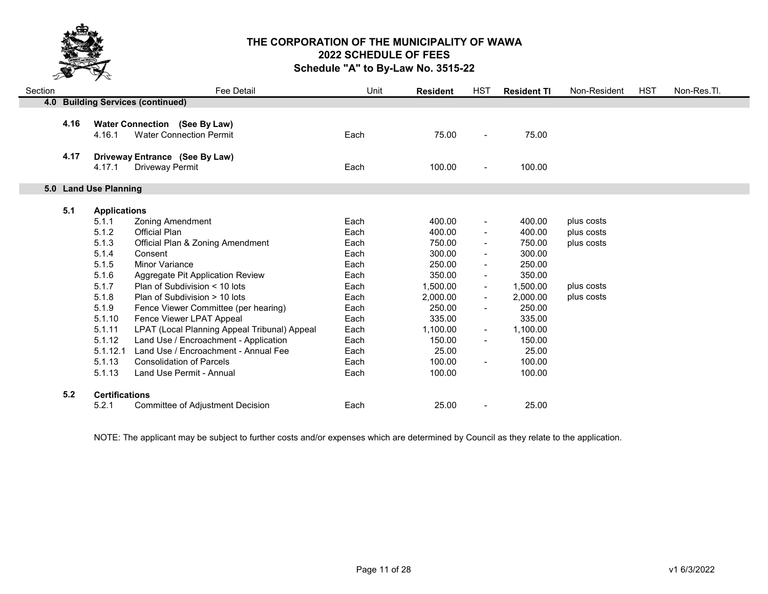# THE CORPORATION OF THE MUNICIPALITY OF WAWA
## 2022 SCHEDULE OF FEES
### Schedule "A" to By-Law No. 3515-22

| Section | | Fee Detail | Unit | Resident | HST | Resident TI | Non-Resident | HST | Non-Res.TI. |
|---|---|---|---|---|---|---|---|---|---|
| **4.0** | **Building Services (continued)** | | | | | | | | |
| **4.16** | **Water Connection (See By Law)** | | | | | | | | |
| | 4.16.1 | Water Connection Permit | Each | 75.00 | - | 75.00 | | | |
| **4.17** | **Driveway Entrance (See By Law)** | | | | | | | | |
| | 4.17.1 | Driveway Permit | Each | 100.00 | - | 100.00 | | | |
| **5.0** | **Land Use Planning** | | | | | | | | |
| **5.1** | **Applications** | | | | | | | | |
| | 5.1.1 | Zoning Amendment | Each | 400.00 | - | 400.00 | plus costs | | |
| | 5.1.2 | Official Plan | Each | 400.00 | - | 400.00 | plus costs | | |
| | 5.1.3 | Official Plan & Zoning Amendment | Each | 750.00 | - | 750.00 | plus costs | | |
| | 5.1.4 | Consent | Each | 300.00 | - | 300.00 | | | |
| | 5.1.5 | Minor Variance | Each | 250.00 | - | 250.00 | | | |
| | 5.1.6 | Aggregate Pit Application Review | Each | 350.00 | - | 350.00 | | | |
| | 5.1.7 | Plan of Subdivision < 10 lots | Each | 1,500.00 | - | 1,500.00 | plus costs | | |
| | 5.1.8 | Plan of Subdivision > 10 lots | Each | 2,000.00 | - | 2,000.00 | plus costs | | |
| | 5.1.9 | Fence Viewer Committee (per hearing) | Each | 250.00 | - | 250.00 | | | |
| | 5.1.10 | Fence Viewer LPAT Appeal | Each | 335.00 | | 335.00 | | | |
| | 5.1.11 | LPAT (Local Planning Appeal Tribunal) Appeal | Each | 1,100.00 | - | 1,100.00 | | | |
| | 5.1.12 | Land Use / Encroachment - Application | Each | 150.00 | - | 150.00 | | | |
| | 5.1.12.1 | Land Use / Encroachment - Annual Fee | Each | 25.00 | | 25.00 | | | |
| | 5.1.13 | Consolidation of Parcels | Each | 100.00 | - | 100.00 | | | |
| | 5.1.13 | Land Use Permit - Annual | Each | 100.00 | | 100.00 | | | |
| **5.2** | **Certifications** | | | | | | | | |
| | 5.2.1 | Committee of Adjustment Decision | Each | 25.00 | - | 25.00 | | | |

NOTE: The applicant may be subject to further costs and/or expenses which are determined by Council as they relate to the application.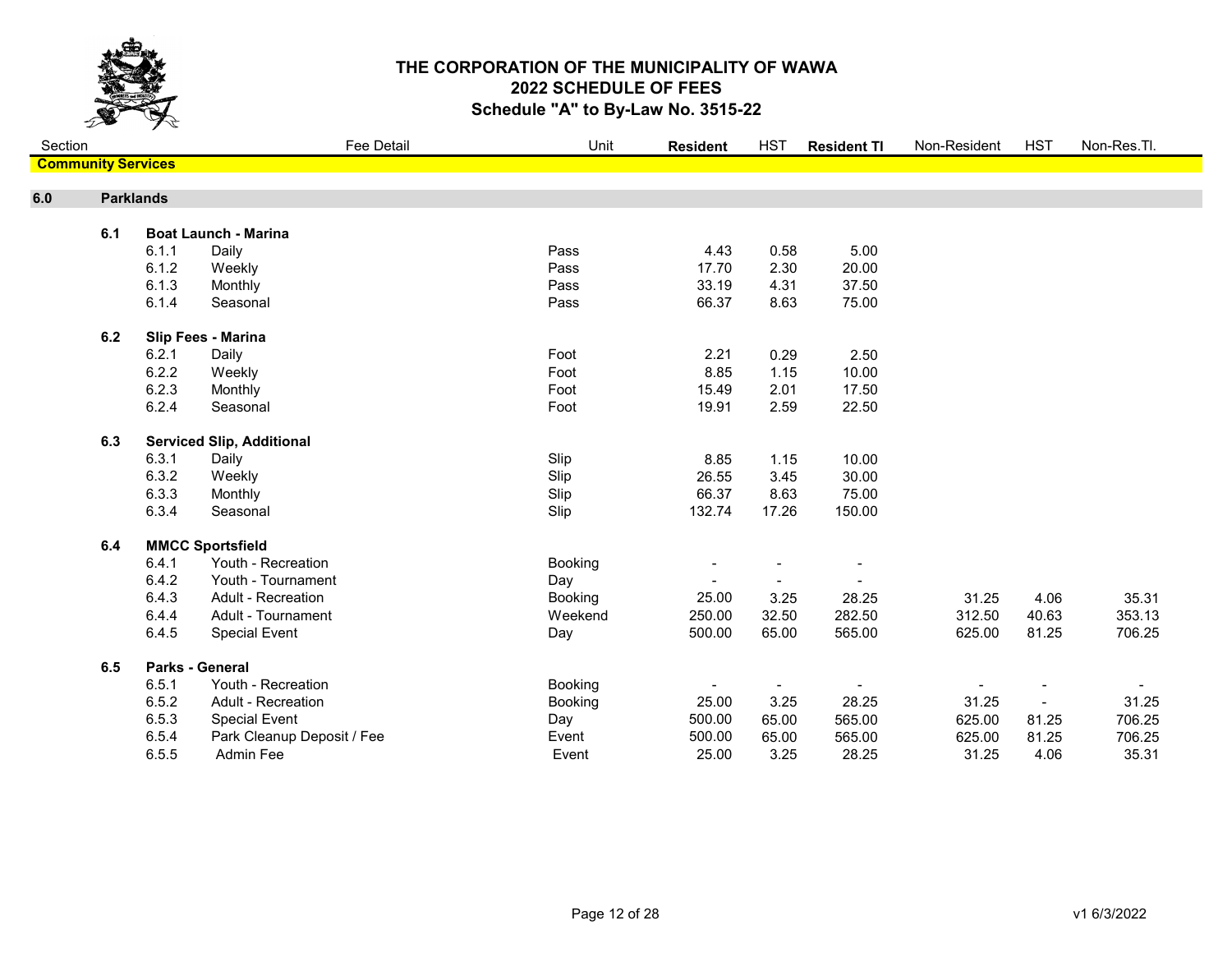# THE CORPORATION OF THE MUNICIPALITY OF WAWA
## 2022 SCHEDULE OF FEES
### Schedule "A" to By-Law No. 3515-22

| Section | | Fee Detail | Unit | **Resident** | HST | **Resident TI** | Non-Resident | HST | Non-Res.TI. |
|---|---|---|---|---|---|---|---|---|---|
| **Community Services** | | | | | | | | | |
| **6.0** | **Parklands** | | | | | | | | |
| **6.1** | **Boat Launch - Marina** | | | | | | | | |
| | 6.1.1 | Daily | Pass | 4.43 | 0.58 | 5.00 | | | |
| | 6.1.2 | Weekly | Pass | 17.70 | 2.30 | 20.00 | | | |
| | 6.1.3 | Monthly | Pass | 33.19 | 4.31 | 37.50 | | | |
| | 6.1.4 | Seasonal | Pass | 66.37 | 8.63 | 75.00 | | | |
| **6.2** | **Slip Fees - Marina** | | | | | | | | |
| | 6.2.1 | Daily | Foot | 2.21 | 0.29 | 2.50 | | | |
| | 6.2.2 | Weekly | Foot | 8.85 | 1.15 | 10.00 | | | |
| | 6.2.3 | Monthly | Foot | 15.49 | 2.01 | 17.50 | | | |
| | 6.2.4 | Seasonal | Foot | 19.91 | 2.59 | 22.50 | | | |
| **6.3** | **Serviced Slip, Additional** | | | | | | | | |
| | 6.3.1 | Daily | Slip | 8.85 | 1.15 | 10.00 | | | |
| | 6.3.2 | Weekly | Slip | 26.55 | 3.45 | 30.00 | | | |
| | 6.3.3 | Monthly | Slip | 66.37 | 8.63 | 75.00 | | | |
| | 6.3.4 | Seasonal | Slip | 132.74 | 17.26 | 150.00 | | | |
| **6.4** | **MMCC Sportsfield** | | | | | | | | |
| | 6.4.1 | Youth - Recreation | Booking | - | - | - | | | |
| | 6.4.2 | Youth - Tournament | Day | - | - | - | | | |
| | 6.4.3 | Adult - Recreation | Booking | 25.00 | 3.25 | 28.25 | 31.25 | 4.06 | 35.31 |
| | 6.4.4 | Adult - Tournament | Weekend | 250.00 | 32.50 | 282.50 | 312.50 | 40.63 | 353.13 |
| | 6.4.5 | Special Event | Day | 500.00 | 65.00 | 565.00 | 625.00 | 81.25 | 706.25 |
| **6.5** | **Parks - General** | | | | | | | | |
| | 6.5.1 | Youth - Recreation | Booking | - | - | - | - | - | - |
| | 6.5.2 | Adult - Recreation | Booking | 25.00 | 3.25 | 28.25 | 31.25 | - | 31.25 |
| | 6.5.3 | Special Event | Day | 500.00 | 65.00 | 565.00 | 625.00 | 81.25 | 706.25 |
| | 6.5.4 | Park Cleanup Deposit / Fee | Event | 500.00 | 65.00 | 565.00 | 625.00 | 81.25 | 706.25 |
| | 6.5.5 | Admin Fee | Event | 25.00 | 3.25 | 28.25 | 31.25 | 4.06 | 35.31 |

v1 6/3/2022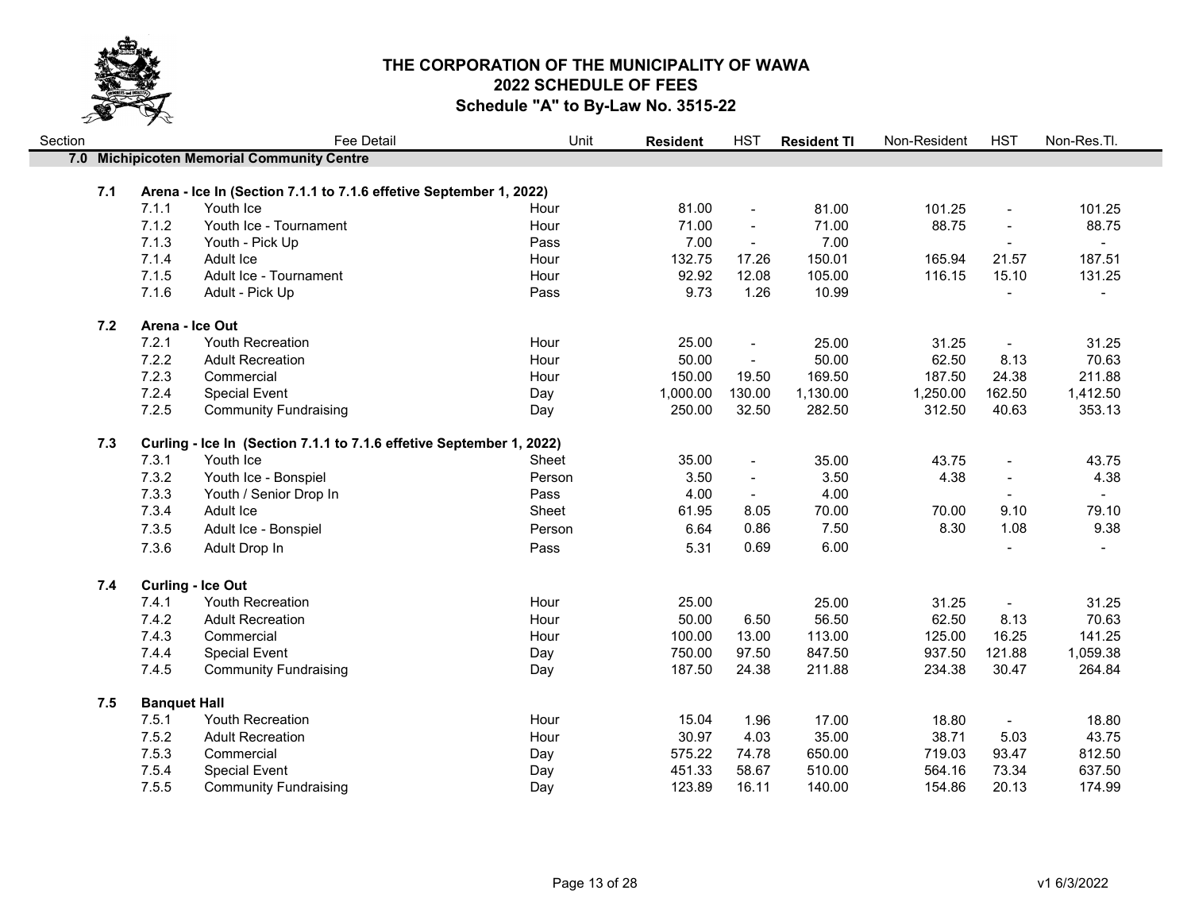# THE CORPORATION OF THE MUNICIPALITY OF WAWA
## 2022 SCHEDULE OF FEES
### Schedule "A" to By-Law No. 3515-22

| Section | | Fee Detail | Unit | Resident | HST | Resident Tl | Non-Resident | HST | Non-Res.Tl. |
|---|---|---|---|---|---|---|---|---|---|
| **7.0** | | **Michipicoten Memorial Community Centre** | | | | | | | |
| **7.1** | | **Arena - Ice In (Section 7.1.1 to 7.1.6 effetive September 1, 2022)** | | | | | | | |
| | 7.1.1 | Youth Ice | Hour | 81.00 | - | 81.00 | 101.25 | - | 101.25 |
| | 7.1.2 | Youth Ice - Tournament | Hour | 71.00 | - | 71.00 | 88.75 | - | 88.75 |
| | 7.1.3 | Youth - Pick Up | Pass | 7.00 | - | 7.00 | | - | - |
| | 7.1.4 | Adult Ice | Hour | 132.75 | 17.26 | 150.01 | 165.94 | 21.57 | 187.51 |
| | 7.1.5 | Adult Ice - Tournament | Hour | 92.92 | 12.08 | 105.00 | 116.15 | 15.10 | 131.25 |
| | 7.1.6 | Adult - Pick Up | Pass | 9.73 | 1.26 | 10.99 | | - | - |
| **7.2** | | **Arena - Ice Out** | | | | | | | |
| | 7.2.1 | Youth Recreation | Hour | 25.00 | - | 25.00 | 31.25 | - | 31.25 |
| | 7.2.2 | Adult Recreation | Hour | 50.00 | - | 50.00 | 62.50 | 8.13 | 70.63 |
| | 7.2.3 | Commercial | Hour | 150.00 | 19.50 | 169.50 | 187.50 | 24.38 | 211.88 |
| | 7.2.4 | Special Event | Day | 1,000.00 | 130.00 | 1,130.00 | 1,250.00 | 162.50 | 1,412.50 |
| | 7.2.5 | Community Fundraising | Day | 250.00 | 32.50 | 282.50 | 312.50 | 40.63 | 353.13 |
| **7.3** | | **Curling - Ice In (Section 7.1.1 to 7.1.6 effetive September 1, 2022)** | | | | | | | |
| | 7.3.1 | Youth Ice | Sheet | 35.00 | - | 35.00 | 43.75 | - | 43.75 |
| | 7.3.2 | Youth Ice - Bonspiel | Person | 3.50 | - | 3.50 | 4.38 | - | 4.38 |
| | 7.3.3 | Youth / Senior Drop In | Pass | 4.00 | - | 4.00 | | - | - |
| | 7.3.4 | Adult Ice | Sheet | 61.95 | 8.05 | 70.00 | 70.00 | 9.10 | 79.10 |
| | 7.3.5 | Adult Ice - Bonspiel | Person | 6.64 | 0.86 | 7.50 | 8.30 | 1.08 | 9.38 |
| | 7.3.6 | Adult Drop In | Pass | 5.31 | 0.69 | 6.00 | | - | - |
| **7.4** | | **Curling - Ice Out** | | | | | | | |
| | 7.4.1 | Youth Recreation | Hour | 25.00 | | 25.00 | 31.25 | - | 31.25 |
| | 7.4.2 | Adult Recreation | Hour | 50.00 | 6.50 | 56.50 | 62.50 | 8.13 | 70.63 |
| | 7.4.3 | Commercial | Hour | 100.00 | 13.00 | 113.00 | 125.00 | 16.25 | 141.25 |
| | 7.4.4 | Special Event | Day | 750.00 | 97.50 | 847.50 | 937.50 | 121.88 | 1,059.38 |
| | 7.4.5 | Community Fundraising | Day | 187.50 | 24.38 | 211.88 | 234.38 | 30.47 | 264.84 |
| **7.5** | | **Banquet Hall** | | | | | | | |
| | 7.5.1 | Youth Recreation | Hour | 15.04 | 1.96 | 17.00 | 18.80 | - | 18.80 |
| | 7.5.2 | Adult Recreation | Hour | 30.97 | 4.03 | 35.00 | 38.71 | 5.03 | 43.75 |
| | 7.5.3 | Commercial | Day | 575.22 | 74.78 | 650.00 | 719.03 | 93.47 | 812.50 |
| | 7.5.4 | Special Event | Day | 451.33 | 58.67 | 510.00 | 564.16 | 73.34 | 637.50 |
| | 7.5.5 | Community Fundraising | Day | 123.89 | 16.11 | 140.00 | 154.86 | 20.13 | 174.99 |

v1 6/3/2022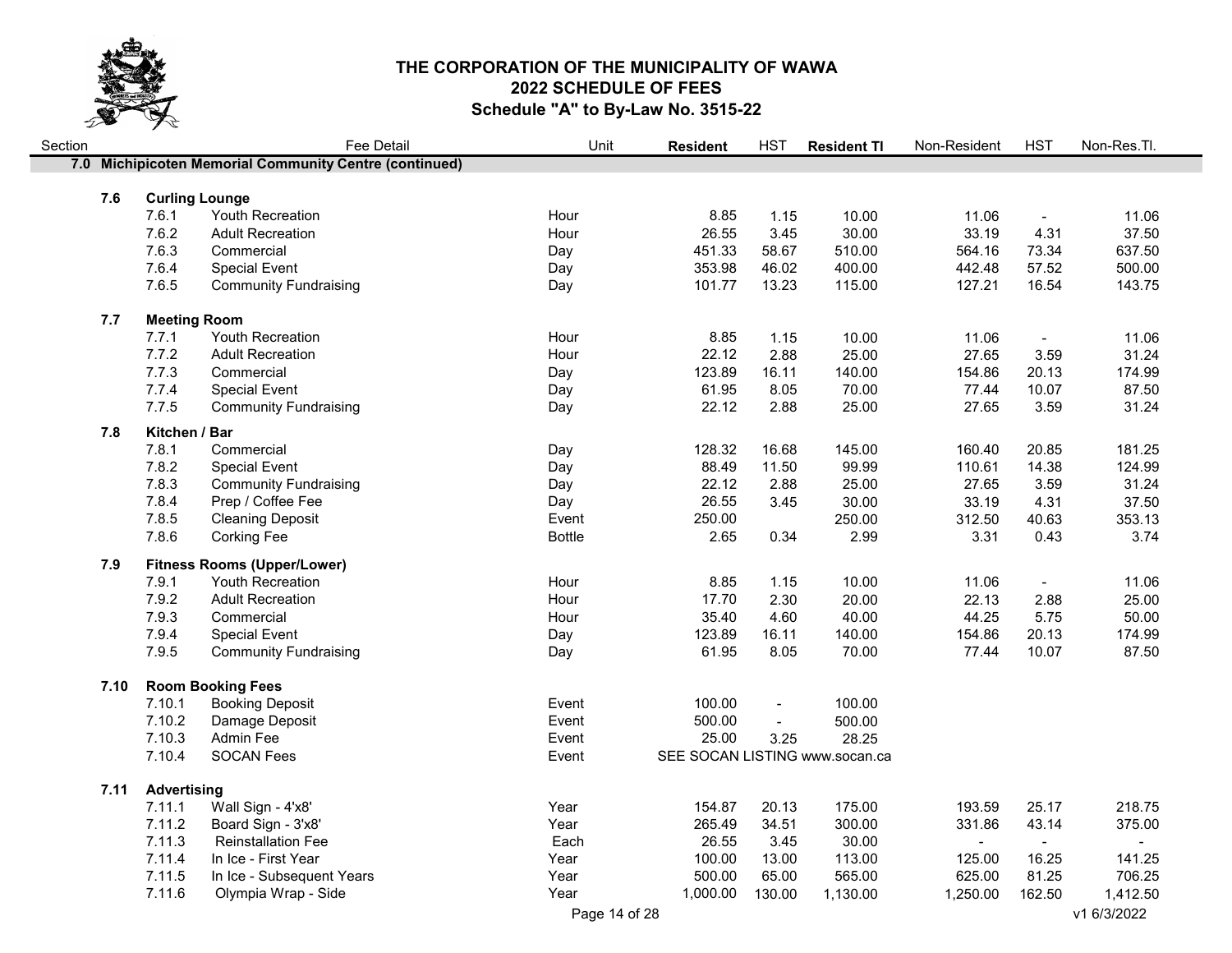# THE CORPORATION OF THE MUNICIPALITY OF WAWA
## 2022 SCHEDULE OF FEES
### Schedule "A" to By-Law No. 3515-22

| Section | | Fee Detail | Unit | Resident | HST | Resident Tl | Non-Resident | HST | Non-Res.Tl. |
|---|---|---|---|---|---|---|---|---|---|
| **7.0** | | **Michipicoten Memorial Community Centre (continued)** | | | | | | | |
| **7.6** | | **Curling Lounge** | | | | | | | |
| | 7.6.1 | Youth Recreation | Hour | 8.85 | 1.15 | 10.00 | 11.06 | - | 11.06 |
| | 7.6.2 | Adult Recreation | Hour | 26.55 | 3.45 | 30.00 | 33.19 | 4.31 | 37.50 |
| | 7.6.3 | Commercial | Day | 451.33 | 58.67 | 510.00 | 564.16 | 73.34 | 637.50 |
| | 7.6.4 | Special Event | Day | 353.98 | 46.02 | 400.00 | 442.48 | 57.52 | 500.00 |
| | 7.6.5 | Community Fundraising | Day | 101.77 | 13.23 | 115.00 | 127.21 | 16.54 | 143.75 |
| **7.7** | | **Meeting Room** | | | | | | | |
| | 7.7.1 | Youth Recreation | Hour | 8.85 | 1.15 | 10.00 | 11.06 | - | 11.06 |
| | 7.7.2 | Adult Recreation | Hour | 22.12 | 2.88 | 25.00 | 27.65 | 3.59 | 31.24 |
| | 7.7.3 | Commercial | Day | 123.89 | 16.11 | 140.00 | 154.86 | 20.13 | 174.99 |
| | 7.7.4 | Special Event | Day | 61.95 | 8.05 | 70.00 | 77.44 | 10.07 | 87.50 |
| | 7.7.5 | Community Fundraising | Day | 22.12 | 2.88 | 25.00 | 27.65 | 3.59 | 31.24 |
| **7.8** | | **Kitchen / Bar** | | | | | | | |
| | 7.8.1 | Commercial | Day | 128.32 | 16.68 | 145.00 | 160.40 | 20.85 | 181.25 |
| | 7.8.2 | Special Event | Day | 88.49 | 11.50 | 99.99 | 110.61 | 14.38 | 124.99 |
| | 7.8.3 | Community Fundraising | Day | 22.12 | 2.88 | 25.00 | 27.65 | 3.59 | 31.24 |
| | 7.8.4 | Prep / Coffee Fee | Day | 26.55 | 3.45 | 30.00 | 33.19 | 4.31 | 37.50 |
| | 7.8.5 | Cleaning Deposit | Event | 250.00 | | 250.00 | 312.50 | 40.63 | 353.13 |
| | 7.8.6 | Corking Fee | Bottle | 2.65 | 0.34 | 2.99 | 3.31 | 0.43 | 3.74 |
| **7.9** | | **Fitness Rooms (Upper/Lower)** | | | | | | | |
| | 7.9.1 | Youth Recreation | Hour | 8.85 | 1.15 | 10.00 | 11.06 | - | 11.06 |
| | 7.9.2 | Adult Recreation | Hour | 17.70 | 2.30 | 20.00 | 22.13 | 2.88 | 25.00 |
| | 7.9.3 | Commercial | Hour | 35.40 | 4.60 | 40.00 | 44.25 | 5.75 | 50.00 |
| | 7.9.4 | Special Event | Day | 123.89 | 16.11 | 140.00 | 154.86 | 20.13 | 174.99 |
| | 7.9.5 | Community Fundraising | Day | 61.95 | 8.05 | 70.00 | 77.44 | 10.07 | 87.50 |
| **7.10** | | **Room Booking Fees** | | | | | | | |
| | 7.10.1 | Booking Deposit | Event | 100.00 | - | 100.00 | | | |
| | 7.10.2 | Damage Deposit | Event | 500.00 | - | 500.00 | | | |
| | 7.10.3 | Admin Fee | Event | 25.00 | 3.25 | 28.25 | | | |
| | 7.10.4 | SOCAN Fees | Event | SEE SOCAN LISTING www.socan.ca | | | | | |
| **7.11** | | **Advertising** | | | | | | | |
| | 7.11.1 | Wall Sign - 4'x8' | Year | 154.87 | 20.13 | 175.00 | 193.59 | 25.17 | 218.75 |
| | 7.11.2 | Board Sign - 3'x8' | Year | 265.49 | 34.51 | 300.00 | 331.86 | 43.14 | 375.00 |
| | 7.11.3 | Reinstallation Fee | Each | 26.55 | 3.45 | 30.00 | - | - | - |
| | 7.11.4 | In Ice - First Year | Year | 100.00 | 13.00 | 113.00 | 125.00 | 16.25 | 141.25 |
| | 7.11.5 | In Ice - Subsequent Years | Year | 500.00 | 65.00 | 565.00 | 625.00 | 81.25 | 706.25 |
| | 7.11.6 | Olympia Wrap - Side | Year | 1,000.00 | 130.00 | 1,130.00 | 1,250.00 | 162.50 | 1,412.50 |

v1 6/3/2022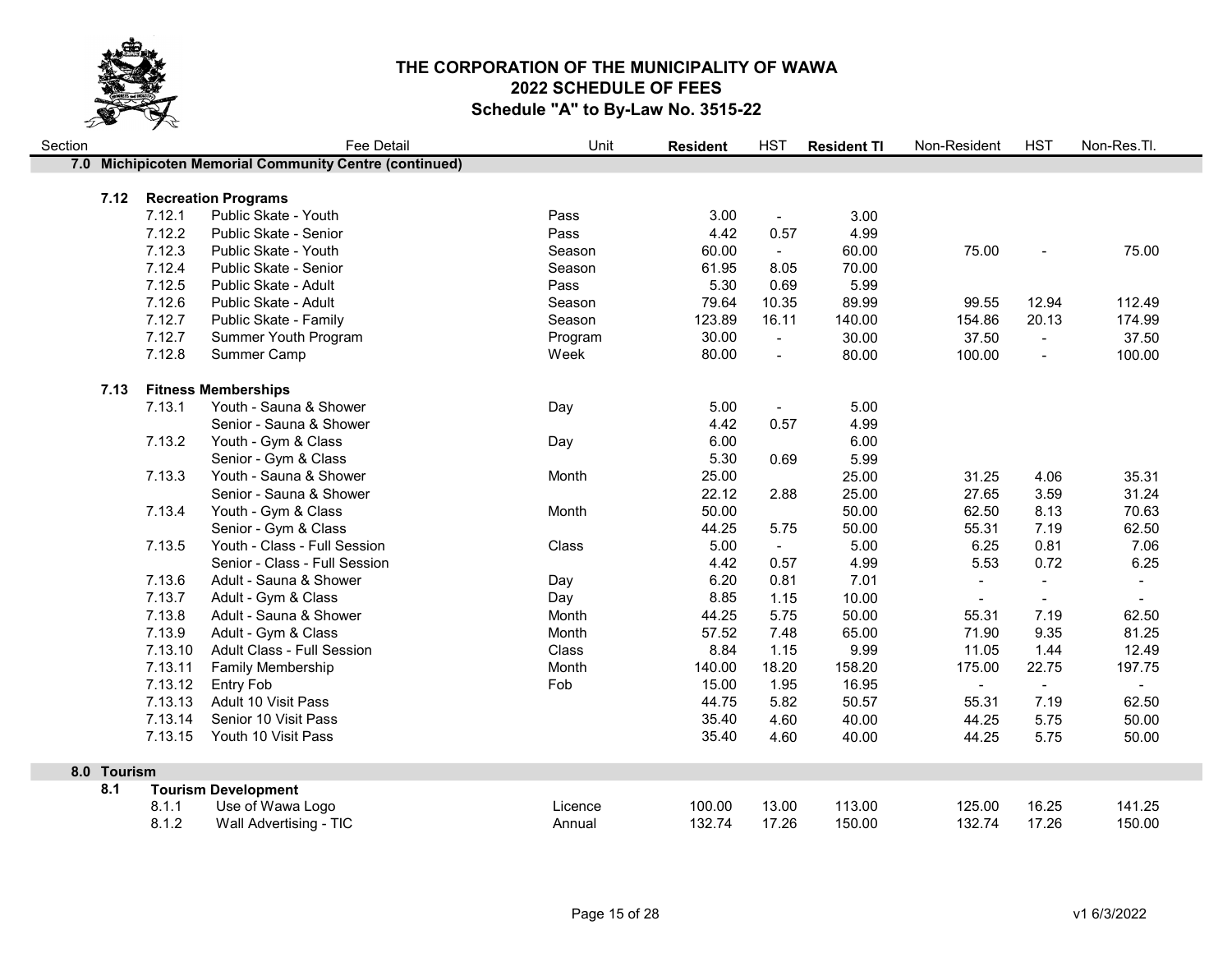# THE CORPORATION OF THE MUNICIPALITY OF WAWA
## 2022 SCHEDULE OF FEES
### Schedule "A" to By-Law No. 3515-22

| Section | | Fee Detail | Unit | Resident | HST | Resident Tl | Non-Resident | HST | Non-Res.Tl. |
|---|---|---|---|---|---|---|---|---|---|
| **7.0** | | **Michipicoten Memorial Community Centre (continued)** | | | | | | | |
| **7.12** | | **Recreation Programs** | | | | | | | |
| | 7.12.1 | Public Skate - Youth | Pass | 3.00 | - | 3.00 | | | |
| | 7.12.2 | Public Skate - Senior | Pass | 4.42 | 0.57 | 4.99 | | | |
| | 7.12.3 | Public Skate - Youth | Season | 60.00 | - | 60.00 | 75.00 | - | 75.00 |
| | 7.12.4 | Public Skate - Senior | Season | 61.95 | 8.05 | 70.00 | | | |
| | 7.12.5 | Public Skate - Adult | Pass | 5.30 | 0.69 | 5.99 | | | |
| | 7.12.6 | Public Skate - Adult | Season | 79.64 | 10.35 | 89.99 | 99.55 | 12.94 | 112.49 |
| | 7.12.7 | Public Skate - Family | Season | 123.89 | 16.11 | 140.00 | 154.86 | 20.13 | 174.99 |
| | 7.12.7 | Summer Youth Program | Program | 30.00 | - | 30.00 | 37.50 | - | 37.50 |
| | 7.12.8 | Summer Camp | Week | 80.00 | - | 80.00 | 100.00 | - | 100.00 |
| **7.13** | | **Fitness Memberships** | | | | | | | |
| | 7.13.1 | Youth - Sauna & Shower | Day | 5.00 | - | 5.00 | | | |
| | | Senior - Sauna & Shower | | 4.42 | 0.57 | 4.99 | | | |
| | 7.13.2 | Youth - Gym & Class | Day | 6.00 | | 6.00 | | | |
| | | Senior - Gym & Class | | 5.30 | 0.69 | 5.99 | | | |
| | 7.13.3 | Youth - Sauna & Shower | Month | 25.00 | | 25.00 | 31.25 | 4.06 | 35.31 |
| | | Senior - Sauna & Shower | | 22.12 | 2.88 | 25.00 | 27.65 | 3.59 | 31.24 |
| | 7.13.4 | Youth - Gym & Class | Month | 50.00 | | 50.00 | 62.50 | 8.13 | 70.63 |
| | | Senior - Gym & Class | | 44.25 | 5.75 | 50.00 | 55.31 | 7.19 | 62.50 |
| | 7.13.5 | Youth - Class - Full Session | Class | 5.00 | - | 5.00 | 6.25 | 0.81 | 7.06 |
| | | Senior - Class - Full Session | | 4.42 | 0.57 | 4.99 | 5.53 | 0.72 | 6.25 |
| | 7.13.6 | Adult - Sauna & Shower | Day | 6.20 | 0.81 | 7.01 | - | - | - |
| | 7.13.7 | Adult - Gym & Class | Day | 8.85 | 1.15 | 10.00 | - | - | - |
| | 7.13.8 | Adult - Sauna & Shower | Month | 44.25 | 5.75 | 50.00 | 55.31 | 7.19 | 62.50 |
| | 7.13.9 | Adult - Gym & Class | Month | 57.52 | 7.48 | 65.00 | 71.90 | 9.35 | 81.25 |
| | 7.13.10 | Adult Class - Full Session | Class | 8.84 | 1.15 | 9.99 | 11.05 | 1.44 | 12.49 |
| | 7.13.11 | Family Membership | Month | 140.00 | 18.20 | 158.20 | 175.00 | 22.75 | 197.75 |
| | 7.13.12 | Entry Fob | Fob | 15.00 | 1.95 | 16.95 | - | - | - |
| | 7.13.13 | Adult 10 Visit Pass | | 44.75 | 5.82 | 50.57 | 55.31 | 7.19 | 62.50 |
| | 7.13.14 | Senior 10 Visit Pass | | 35.40 | 4.60 | 40.00 | 44.25 | 5.75 | 50.00 |
| | 7.13.15 | Youth 10 Visit Pass | | 35.40 | 4.60 | 40.00 | 44.25 | 5.75 | 50.00 |
| **8.0** | | **Tourism** | | | | | | | |
| **8.1** | | **Tourism Development** | | | | | | | |
| | 8.1.1 | Use of Wawa Logo | Licence | 100.00 | 13.00 | 113.00 | 125.00 | 16.25 | 141.25 |
| | 8.1.2 | Wall Advertising - TIC | Annual | 132.74 | 17.26 | 150.00 | 132.74 | 17.26 | 150.00 |

v1 6/3/2022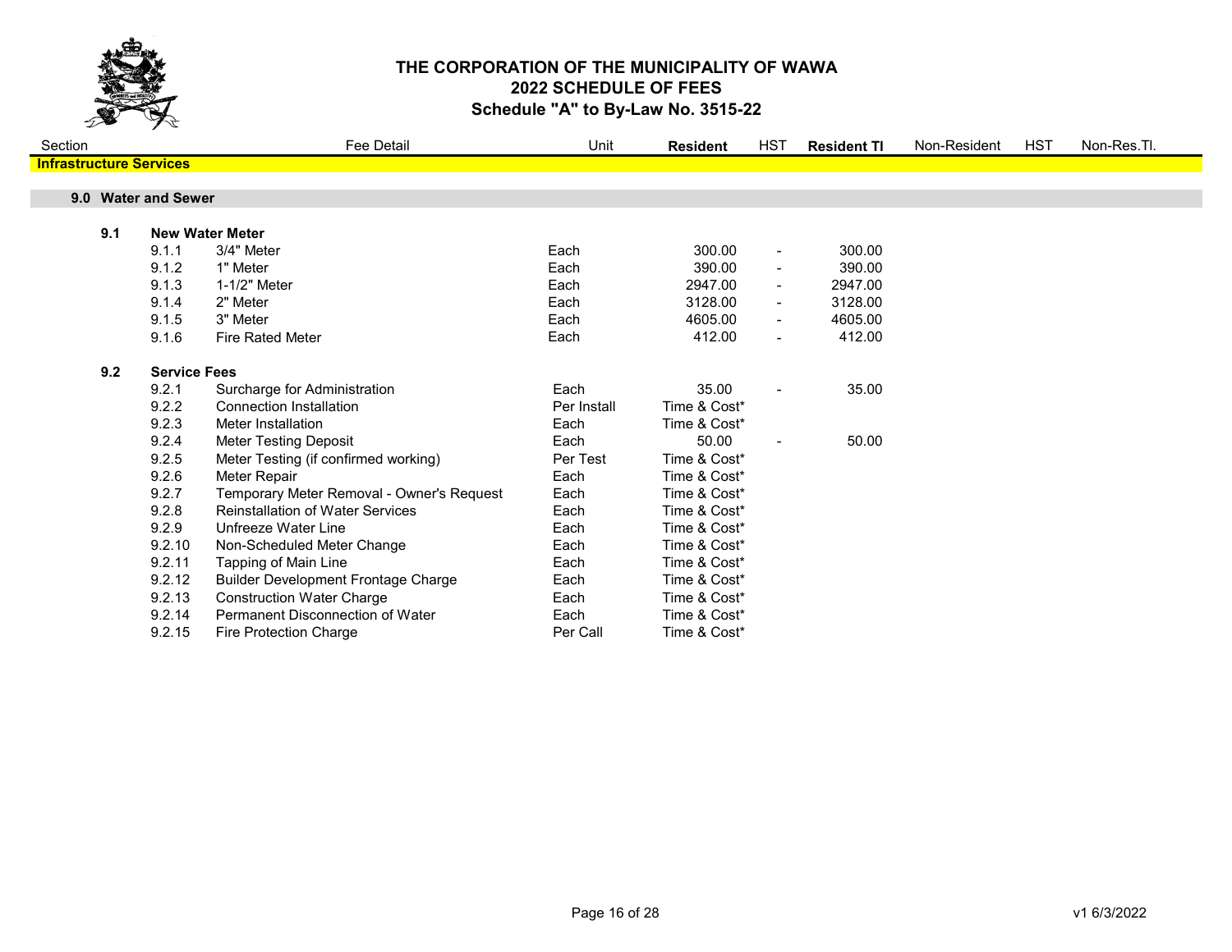# THE CORPORATION OF THE MUNICIPALITY OF WAWA
## 2022 SCHEDULE OF FEES
### Schedule "A" to By-Law No. 3515-22

| Section | | Fee Detail | Unit | Resident | HST | Resident TI | Non-Resident | HST | Non-Res.TI. |
|---|---|---|---|---|---|---|---|---|---|
| **Infrastructure Services** | | | | | | | | | |
| **9.0** | | **Water and Sewer** | | | | | | | |
| **9.1** | | **New Water Meter** | | | | | | | |
| | 9.1.1 | 3/4" Meter | Each | 300.00 | - | 300.00 | | | |
| | 9.1.2 | 1" Meter | Each | 390.00 | - | 390.00 | | | |
| | 9.1.3 | 1-1/2" Meter | Each | 2947.00 | - | 2947.00 | | | |
| | 9.1.4 | 2" Meter | Each | 3128.00 | - | 3128.00 | | | |
| | 9.1.5 | 3" Meter | Each | 4605.00 | - | 4605.00 | | | |
| | 9.1.6 | Fire Rated Meter | Each | 412.00 | - | 412.00 | | | |
| **9.2** | | **Service Fees** | | | | | | | |
| | 9.2.1 | Surcharge for Administration | Each | 35.00 | - | 35.00 | | | |
| | 9.2.2 | Connection Installation | Per Install | Time & Cost* | | | | | |
| | 9.2.3 | Meter Installation | Each | Time & Cost* | | | | | |
| | 9.2.4 | Meter Testing Deposit | Each | 50.00 | - | 50.00 | | | |
| | 9.2.5 | Meter Testing (if confirmed working) | Per Test | Time & Cost* | | | | | |
| | 9.2.6 | Meter Repair | Each | Time & Cost* | | | | | |
| | 9.2.7 | Temporary Meter Removal - Owner's Request | Each | Time & Cost* | | | | | |
| | 9.2.8 | Reinstallation of Water Services | Each | Time & Cost* | | | | | |
| | 9.2.9 | Unfreeze Water Line | Each | Time & Cost* | | | | | |
| | 9.2.10 | Non-Scheduled Meter Change | Each | Time & Cost* | | | | | |
| | 9.2.11 | Tapping of Main Line | Each | Time & Cost* | | | | | |
| | 9.2.12 | Builder Development Frontage Charge | Each | Time & Cost* | | | | | |
| | 9.2.13 | Construction Water Charge | Each | Time & Cost* | | | | | |
| | 9.2.14 | Permanent Disconnection of Water | Each | Time & Cost* | | | | | |
| | 9.2.15 | Fire Protection Charge | Per Call | Time & Cost* | | | | | |

v1 6/3/2022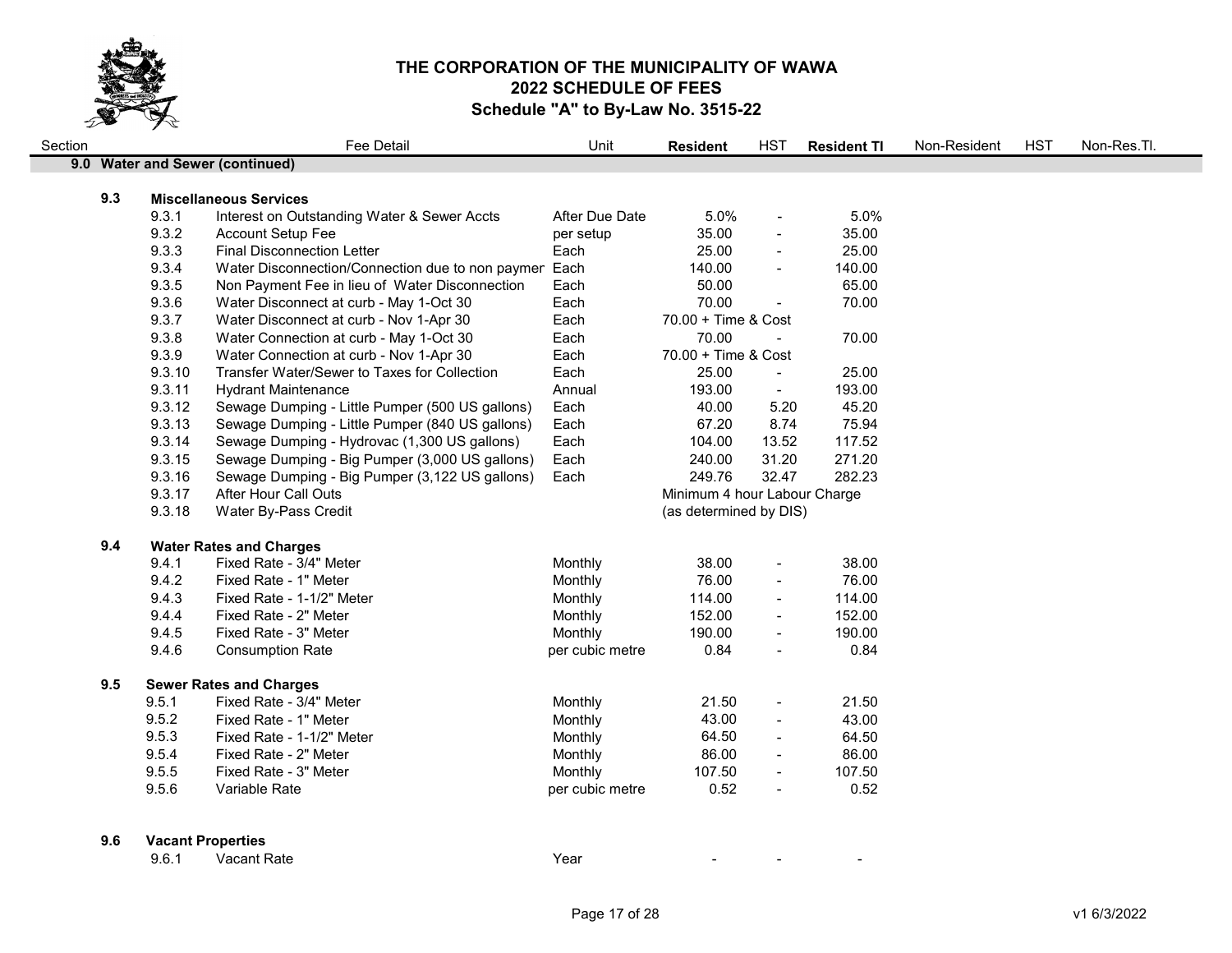# THE CORPORATION OF THE MUNICIPALITY OF WAWA
## 2022 SCHEDULE OF FEES
### Schedule "A" to By-Law No. 3515-22

| Section | | Fee Detail | Unit | Resident | HST | Resident TI | Non-Resident | HST | Non-Res.TI. |
|---|---|---|---|---|---|---|---|---|---|
| **9.0** | | **Water and Sewer (continued)** | | | | | | | |
| **9.3** | | **Miscellaneous Services** | | | | | | | |
| | 9.3.1 | Interest on Outstanding Water & Sewer Accts | After Due Date | 5.0% | - | 5.0% | | | |
| | 9.3.2 | Account Setup Fee | per setup | 35.00 | - | 35.00 | | | |
| | 9.3.3 | Final Disconnection Letter | Each | 25.00 | - | 25.00 | | | |
| | 9.3.4 | Water Disconnection/Connection due to non paymer | Each | 140.00 | - | 140.00 | | | |
| | 9.3.5 | Non Payment Fee in lieu of Water Disconnection | Each | 50.00 | | 65.00 | | | |
| | 9.3.6 | Water Disconnect at curb - May 1-Oct 30 | Each | 70.00 | - | 70.00 | | | |
| | 9.3.7 | Water Disconnect at curb - Nov 1-Apr 30 | Each | 70.00 + Time & Cost | | | | | |
| | 9.3.8 | Water Connection at curb - May 1-Oct 30 | Each | 70.00 | - | 70.00 | | | |
| | 9.3.9 | Water Connection at curb - Nov 1-Apr 30 | Each | 70.00 + Time & Cost | | | | | |
| | 9.3.10 | Transfer Water/Sewer to Taxes for Collection | Each | 25.00 | - | 25.00 | | | |
| | 9.3.11 | Hydrant Maintenance | Annual | 193.00 | - | 193.00 | | | |
| | 9.3.12 | Sewage Dumping - Little Pumper (500 US gallons) | Each | 40.00 | 5.20 | 45.20 | | | |
| | 9.3.13 | Sewage Dumping - Little Pumper (840 US gallons) | Each | 67.20 | 8.74 | 75.94 | | | |
| | 9.3.14 | Sewage Dumping - Hydrovac (1,300 US gallons) | Each | 104.00 | 13.52 | 117.52 | | | |
| | 9.3.15 | Sewage Dumping - Big Pumper (3,000 US gallons) | Each | 240.00 | 31.20 | 271.20 | | | |
| | 9.3.16 | Sewage Dumping - Big Pumper (3,122 US gallons) | Each | 249.76 | 32.47 | 282.23 | | | |
| | 9.3.17 | After Hour Call Outs | | Minimum 4 hour Labour Charge | | | | | |
| | 9.3.18 | Water By-Pass Credit | | (as determined by DIS) | | | | | |
| **9.4** | | **Water Rates and Charges** | | | | | | | |
| | 9.4.1 | Fixed Rate - 3/4" Meter | Monthly | 38.00 | - | 38.00 | | | |
| | 9.4.2 | Fixed Rate - 1" Meter | Monthly | 76.00 | - | 76.00 | | | |
| | 9.4.3 | Fixed Rate - 1-1/2" Meter | Monthly | 114.00 | - | 114.00 | | | |
| | 9.4.4 | Fixed Rate - 2" Meter | Monthly | 152.00 | - | 152.00 | | | |
| | 9.4.5 | Fixed Rate - 3" Meter | Monthly | 190.00 | - | 190.00 | | | |
| | 9.4.6 | Consumption Rate | per cubic metre | 0.84 | - | 0.84 | | | |
| **9.5** | | **Sewer Rates and Charges** | | | | | | | |
| | 9.5.1 | Fixed Rate - 3/4" Meter | Monthly | 21.50 | - | 21.50 | | | |
| | 9.5.2 | Fixed Rate - 1" Meter | Monthly | 43.00 | - | 43.00 | | | |
| | 9.5.3 | Fixed Rate - 1-1/2" Meter | Monthly | 64.50 | - | 64.50 | | | |
| | 9.5.4 | Fixed Rate - 2" Meter | Monthly | 86.00 | - | 86.00 | | | |
| | 9.5.5 | Fixed Rate - 3" Meter | Monthly | 107.50 | - | 107.50 | | | |
| | 9.5.6 | Variable Rate | per cubic metre | 0.52 | - | 0.52 | | | |
| **9.6** | | **Vacant Properties** | | | | | | | |
| | 9.6.1 | Vacant Rate | Year | - | - | - | | | |

v1 6/3/2022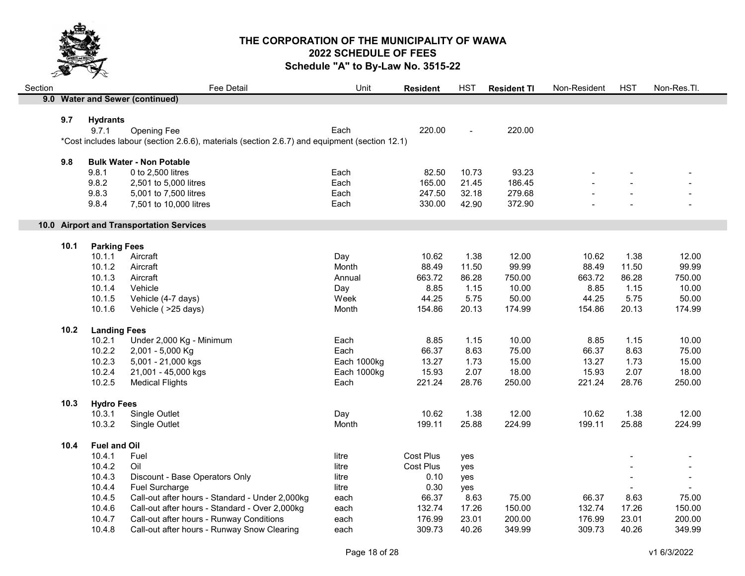# THE CORPORATION OF THE MUNICIPALITY OF WAWA
## 2022 SCHEDULE OF FEES
### Schedule "A" to By-Law No. 3515-22

| Section | | | Fee Detail | Unit | Resident | HST | Resident TI | Non-Resident | HST | Non-Res.TI. |
|---|---|---|---|---|---|---|---|---|---|---|
| **9.0** | **Water and Sewer (continued)** | | | | | | | | | |
| | **9.7** | **Hydrants** | | | | | | | | |
| | | 9.7.1 | Opening Fee | Each | 220.00 | - | 220.00 | | | |
| | *Cost includes labour (section 2.6.6), materials (section 2.6.7) and equipment (section 12.1) | | | | | | | | | |
| | **9.8** | **Bulk Water - Non Potable** | | | | | | | | |
| | | 9.8.1 | 0 to 2,500 litres | Each | 82.50 | 10.73 | 93.23 | - | - | - |
| | | 9.8.2 | 2,501 to 5,000 litres | Each | 165.00 | 21.45 | 186.45 | - | - | - |
| | | 9.8.3 | 5,001 to 7,500 litres | Each | 247.50 | 32.18 | 279.68 | - | - | - |
| | | 9.8.4 | 7,501 to 10,000 litres | Each | 330.00 | 42.90 | 372.90 | - | - | - |
| **10.0** | **Airport and Transportation Services** | | | | | | | | | |
| | **10.1** | **Parking Fees** | | | | | | | | |
| | | 10.1.1 | Aircraft | Day | 10.62 | 1.38 | 12.00 | 10.62 | 1.38 | 12.00 |
| | | 10.1.2 | Aircraft | Month | 88.49 | 11.50 | 99.99 | 88.49 | 11.50 | 99.99 |
| | | 10.1.3 | Aircraft | Annual | 663.72 | 86.28 | 750.00 | 663.72 | 86.28 | 750.00 |
| | | 10.1.4 | Vehicle | Day | 8.85 | 1.15 | 10.00 | 8.85 | 1.15 | 10.00 |
| | | 10.1.5 | Vehicle (4-7 days) | Week | 44.25 | 5.75 | 50.00 | 44.25 | 5.75 | 50.00 |
| | | 10.1.6 | Vehicle ( >25 days) | Month | 154.86 | 20.13 | 174.99 | 154.86 | 20.13 | 174.99 |
| | **10.2** | **Landing Fees** | | | | | | | | |
| | | 10.2.1 | Under 2,000 Kg - Minimum | Each | 8.85 | 1.15 | 10.00 | 8.85 | 1.15 | 10.00 |
| | | 10.2.2 | 2,001 - 5,000 Kg | Each | 66.37 | 8.63 | 75.00 | 66.37 | 8.63 | 75.00 |
| | | 10.2.3 | 5,001 - 21,000 kgs | Each 1000kg | 13.27 | 1.73 | 15.00 | 13.27 | 1.73 | 15.00 |
| | | 10.2.4 | 21,001 - 45,000 kgs | Each 1000kg | 15.93 | 2.07 | 18.00 | 15.93 | 2.07 | 18.00 |
| | | 10.2.5 | Medical Flights | Each | 221.24 | 28.76 | 250.00 | 221.24 | 28.76 | 250.00 |
| | **10.3** | **Hydro Fees** | | | | | | | | |
| | | 10.3.1 | Single Outlet | Day | 10.62 | 1.38 | 12.00 | 10.62 | 1.38 | 12.00 |
| | | 10.3.2 | Single Outlet | Month | 199.11 | 25.88 | 224.99 | 199.11 | 25.88 | 224.99 |
| | **10.4** | **Fuel and Oil** | | | | | | | | |
| | | 10.4.1 | Fuel | litre | Cost Plus | yes | | | - | - |
| | | 10.4.2 | Oil | litre | Cost Plus | yes | | | - | - |
| | | 10.4.3 | Discount - Base Operators Only | litre | 0.10 | yes | | | - | - |
| | | 10.4.4 | Fuel Surcharge | litre | 0.30 | yes | | | - | - |
| | | 10.4.5 | Call-out after hours - Standard - Under 2,000kg | each | 66.37 | 8.63 | 75.00 | 66.37 | 8.63 | 75.00 |
| | | 10.4.6 | Call-out after hours - Standard - Over 2,000kg | each | 132.74 | 17.26 | 150.00 | 132.74 | 17.26 | 150.00 |
| | | 10.4.7 | Call-out after hours - Runway Conditions | each | 176.99 | 23.01 | 200.00 | 176.99 | 23.01 | 200.00 |
| | | 10.4.8 | Call-out after hours - Runway Snow Clearing | each | 309.73 | 40.26 | 349.99 | 309.73 | 40.26 | 349.99 |

v1 6/3/2022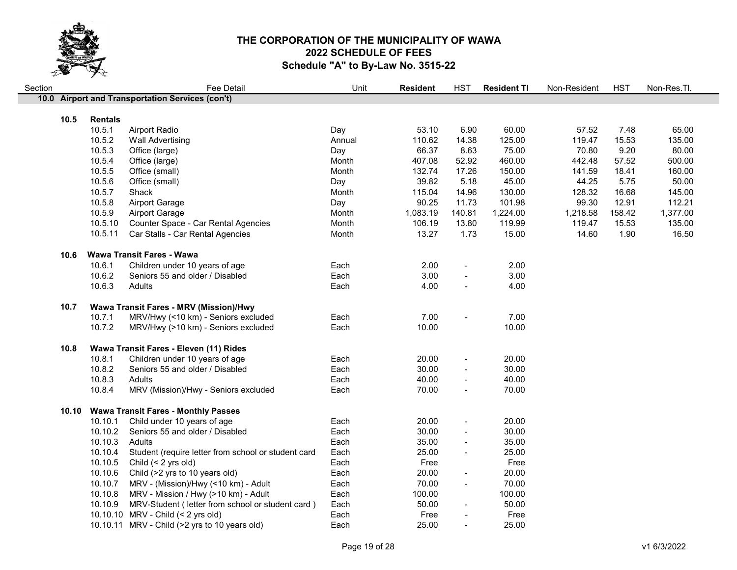# THE CORPORATION OF THE MUNICIPALITY OF WAWA
## 2022 SCHEDULE OF FEES
### Schedule "A" to By-Law No. 3515-22

| Section | | Fee Detail | Unit | **Resident** | HST | **Resident TI** | Non-Resident | HST | Non-Res.TI. |
|---|---|---|---|---|---|---|---|---|---|
| **10.0** | | **Airport and Transportation Services (con't)** | | | | | | | |
| **10.5** | **Rentals** | | | | | | | | |
| | 10.5.1 | Airport Radio | Day | 53.10 | 6.90 | 60.00 | 57.52 | 7.48 | 65.00 |
| | 10.5.2 | Wall Advertising | Annual | 110.62 | 14.38 | 125.00 | 119.47 | 15.53 | 135.00 |
| | 10.5.3 | Office (large) | Day | 66.37 | 8.63 | 75.00 | 70.80 | 9.20 | 80.00 |
| | 10.5.4 | Office (large) | Month | 407.08 | 52.92 | 460.00 | 442.48 | 57.52 | 500.00 |
| | 10.5.5 | Office (small) | Month | 132.74 | 17.26 | 150.00 | 141.59 | 18.41 | 160.00 |
| | 10.5.6 | Office (small) | Day | 39.82 | 5.18 | 45.00 | 44.25 | 5.75 | 50.00 |
| | 10.5.7 | Shack | Month | 115.04 | 14.96 | 130.00 | 128.32 | 16.68 | 145.00 |
| | 10.5.8 | Airport Garage | Day | 90.25 | 11.73 | 101.98 | 99.30 | 12.91 | 112.21 |
| | 10.5.9 | Airport Garage | Month | 1,083.19 | 140.81 | 1,224.00 | 1,218.58 | 158.42 | 1,377.00 |
| | 10.5.10 | Counter Space - Car Rental Agencies | Month | 106.19 | 13.80 | 119.99 | 119.47 | 15.53 | 135.00 |
| | 10.5.11 | Car Stalls - Car Rental Agencies | Month | 13.27 | 1.73 | 15.00 | 14.60 | 1.90 | 16.50 |
| **10.6** | **Wawa Transit Fares - Wawa** | | | | | | | | |
| | 10.6.1 | Children under 10 years of age | Each | 2.00 | - | 2.00 | | | |
| | 10.6.2 | Seniors 55 and older / Disabled | Each | 3.00 | - | 3.00 | | | |
| | 10.6.3 | Adults | Each | 4.00 | - | 4.00 | | | |
| **10.7** | **Wawa Transit Fares - MRV (Mission)/Hwy** | | | | | | | | |
| | 10.7.1 | MRV/Hwy (<10 km) - Seniors excluded | Each | 7.00 | - | 7.00 | | | |
| | 10.7.2 | MRV/Hwy (>10 km) - Seniors excluded | Each | 10.00 | | 10.00 | | | |
| **10.8** | **Wawa Transit Fares - Eleven (11) Rides** | | | | | | | | |
| | 10.8.1 | Children under 10 years of age | Each | 20.00 | - | 20.00 | | | |
| | 10.8.2 | Seniors 55 and older / Disabled | Each | 30.00 | - | 30.00 | | | |
| | 10.8.3 | Adults | Each | 40.00 | - | 40.00 | | | |
| | 10.8.4 | MRV (Mission)/Hwy - Seniors excluded | Each | 70.00 | - | 70.00 | | | |
| **10.10** | **Wawa Transit Fares - Monthly Passes** | | | | | | | | |
| | 10.10.1 | Child under 10 years of age | Each | 20.00 | - | 20.00 | | | |
| | 10.10.2 | Seniors 55 and older / Disabled | Each | 30.00 | - | 30.00 | | | |
| | 10.10.3 | Adults | Each | 35.00 | - | 35.00 | | | |
| | 10.10.4 | Student (require letter from school or student card | Each | 25.00 | - | 25.00 | | | |
| | 10.10.5 | Child (< 2 yrs old) | Each | Free | | Free | | | |
| | 10.10.6 | Child (>2 yrs to 10 years old) | Each | 20.00 | - | 20.00 | | | |
| | 10.10.7 | MRV - (Mission)/Hwy (<10 km) - Adult | Each | 70.00 | - | 70.00 | | | |
| | 10.10.8 | MRV - Mission / Hwy (>10 km) - Adult | Each | 100.00 | | 100.00 | | | |
| | 10.10.9 | MRV-Student ( letter from school or student card ) | Each | 50.00 | - | 50.00 | | | |
| | 10.10.10 | MRV - Child (< 2 yrs old) | Each | Free | - | Free | | | |
| | 10.10.11 | MRV - Child (>2 yrs to 10 years old) | Each | 25.00 | - | 25.00 | | | |

v1 6/3/2022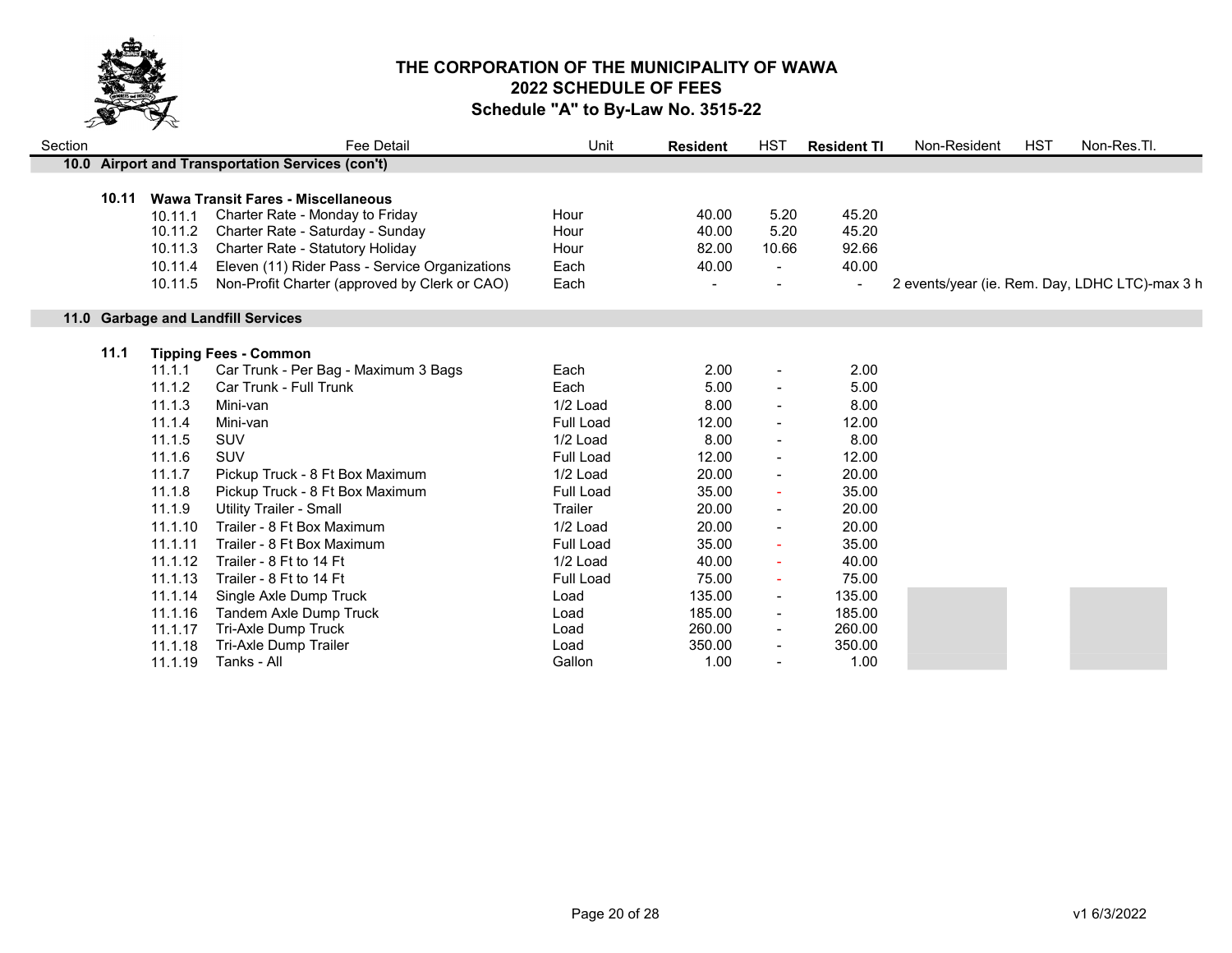# THE CORPORATION OF THE MUNICIPALITY OF WAWA
## 2022 SCHEDULE OF FEES
### Schedule "A" to By-Law No. 3515-22

| Section | | | Fee Detail | Unit | Resident | HST | Resident Tl | Non-Resident | HST | Non-Res.Tl. |
|---|---|---|---|---|---|---|---|---|---|---|
| **10.0** | | | **Airport and Transportation Services (con't)** | | | | | | | |
| | **10.11** | | **Wawa Transit Fares - Miscellaneous** | | | | | | | |
| | | 10.11.1 | Charter Rate - Monday to Friday | Hour | 40.00 | 5.20 | 45.20 | | | |
| | | 10.11.2 | Charter Rate - Saturday - Sunday | Hour | 40.00 | 5.20 | 45.20 | | | |
| | | 10.11.3 | Charter Rate - Statutory Holiday | Hour | 82.00 | 10.66 | 92.66 | | | |
| | | 10.11.4 | Eleven (11) Rider Pass - Service Organizations | Each | 40.00 | - | 40.00 | | | |
| | | 10.11.5 | Non-Profit Charter (approved by Clerk or CAO) | Each | - | - | - | 2 events/year (ie. Rem. Day, LDHC LTC)-max 3 h | | |
| **11.0** | | | **Garbage and Landfill Services** | | | | | | | |
| | **11.1** | | **Tipping Fees - Common** | | | | | | | |
| | | 11.1.1 | Car Trunk - Per Bag - Maximum 3 Bags | Each | 2.00 | - | 2.00 | | | |
| | | 11.1.2 | Car Trunk - Full Trunk | Each | 5.00 | - | 5.00 | | | |
| | | 11.1.3 | Mini-van | 1/2 Load | 8.00 | - | 8.00 | | | |
| | | 11.1.4 | Mini-van | Full Load | 12.00 | - | 12.00 | | | |
| | | 11.1.5 | SUV | 1/2 Load | 8.00 | - | 8.00 | | | |
| | | 11.1.6 | SUV | Full Load | 12.00 | - | 12.00 | | | |
| | | 11.1.7 | Pickup Truck - 8 Ft Box Maximum | 1/2 Load | 20.00 | - | 20.00 | | | |
| | | 11.1.8 | Pickup Truck - 8 Ft Box Maximum | Full Load | 35.00 | - | 35.00 | | | |
| | | 11.1.9 | Utility Trailer - Small | Trailer | 20.00 | - | 20.00 | | | |
| | | 11.1.10 | Trailer - 8 Ft Box Maximum | 1/2 Load | 20.00 | - | 20.00 | | | |
| | | 11.1.11 | Trailer - 8 Ft Box Maximum | Full Load | 35.00 | - | 35.00 | | | |
| | | 11.1.12 | Trailer - 8 Ft to 14 Ft | 1/2 Load | 40.00 | - | 40.00 | | | |
| | | 11.1.13 | Trailer - 8 Ft to 14 Ft | Full Load | 75.00 | - | 75.00 | | | |
| | | 11.1.14 | Single Axle Dump Truck | Load | 135.00 | - | 135.00 | | | |
| | | 11.1.16 | Tandem Axle Dump Truck | Load | 185.00 | - | 185.00 | | | |
| | | 11.1.17 | Tri-Axle Dump Truck | Load | 260.00 | - | 260.00 | | | |
| | | 11.1.18 | Tri-Axle Dump Trailer | Load | 350.00 | - | 350.00 | | | |
| | | 11.1.19 | Tanks - All | Gallon | 1.00 | - | 1.00 | | | |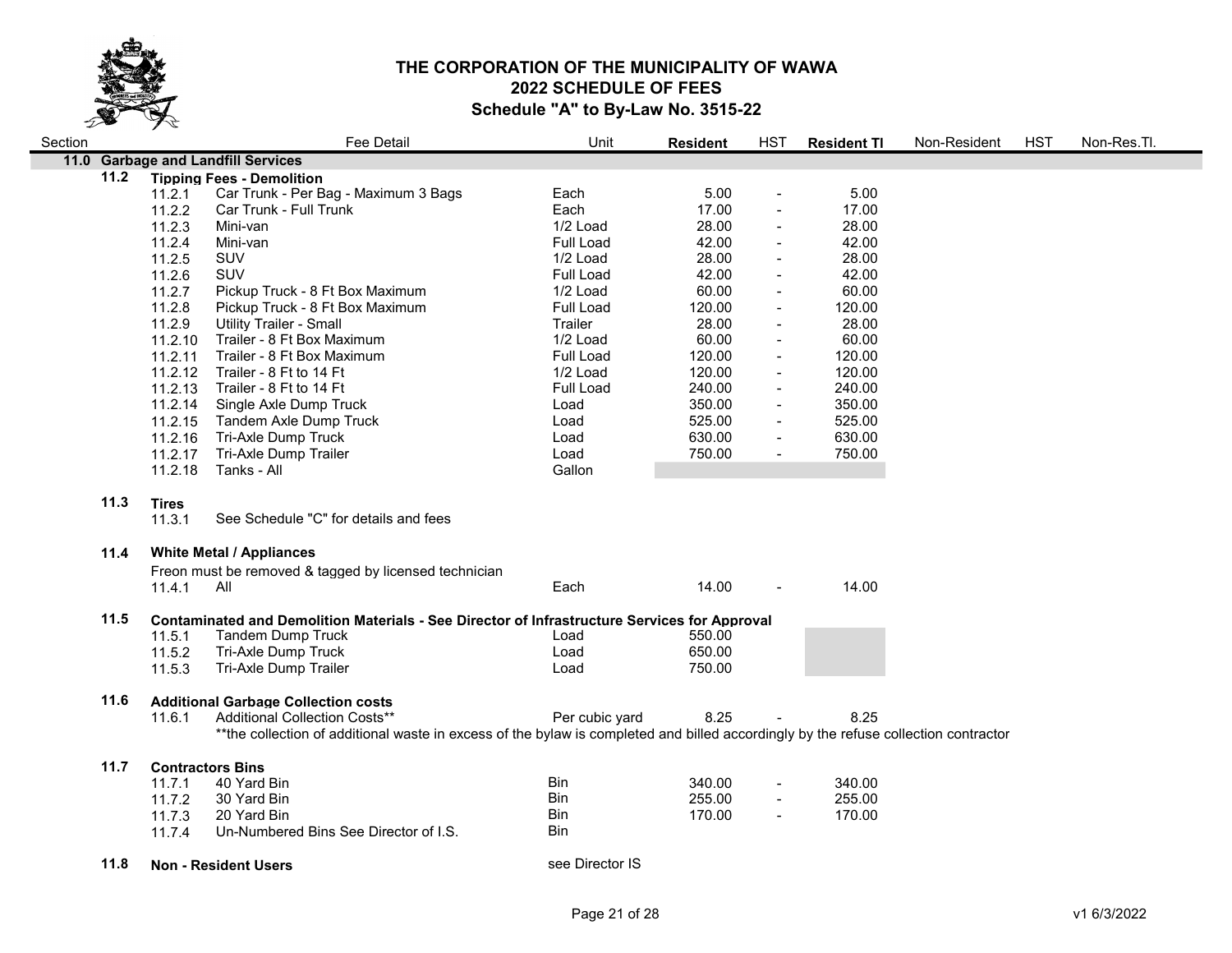# THE CORPORATION OF THE MUNICIPALITY OF WAWA
## 2022 SCHEDULE OF FEES
### Schedule "A" to By-Law No. 3515-22

| Section | | Fee Detail | Unit | Resident | HST | Resident Tl | Non-Resident | HST | Non-Res.Tl. |
|---|---|---|---|---|---|---|---|---|---|
| **11.0** | | **Garbage and Landfill Services** | | | | | | | |
| **11.2** | | **Tipping Fees - Demolition** | | | | | | | |
| | 11.2.1 | Car Trunk - Per Bag - Maximum 3 Bags | Each | 5.00 | - | 5.00 | | | |
| | 11.2.2 | Car Trunk - Full Trunk | Each | 17.00 | - | 17.00 | | | |
| | 11.2.3 | Mini-van | 1/2 Load | 28.00 | - | 28.00 | | | |
| | 11.2.4 | Mini-van | Full Load | 42.00 | - | 42.00 | | | |
| | 11.2.5 | SUV | 1/2 Load | 28.00 | - | 28.00 | | | |
| | 11.2.6 | SUV | Full Load | 42.00 | - | 42.00 | | | |
| | 11.2.7 | Pickup Truck - 8 Ft Box Maximum | 1/2 Load | 60.00 | - | 60.00 | | | |
| | 11.2.8 | Pickup Truck - 8 Ft Box Maximum | Full Load | 120.00 | - | 120.00 | | | |
| | 11.2.9 | Utility Trailer - Small | Trailer | 28.00 | - | 28.00 | | | |
| | 11.2.10 | Trailer - 8 Ft Box Maximum | 1/2 Load | 60.00 | - | 60.00 | | | |
| | 11.2.11 | Trailer - 8 Ft Box Maximum | Full Load | 120.00 | - | 120.00 | | | |
| | 11.2.12 | Trailer - 8 Ft to 14 Ft | 1/2 Load | 120.00 | - | 120.00 | | | |
| | 11.2.13 | Trailer - 8 Ft to 14 Ft | Full Load | 240.00 | - | 240.00 | | | |
| | 11.2.14 | Single Axle Dump Truck | Load | 350.00 | - | 350.00 | | | |
| | 11.2.15 | Tandem Axle Dump Truck | Load | 525.00 | - | 525.00 | | | |
| | 11.2.16 | Tri-Axle Dump Truck | Load | 630.00 | - | 630.00 | | | |
| | 11.2.17 | Tri-Axle Dump Trailer | Load | 750.00 | - | 750.00 | | | |
| | 11.2.18 | Tanks - All | Gallon | | | | | | |
| **11.3** | | **Tires** | | | | | | | |
| | 11.3.1 | See Schedule "C" for details and fees | | | | | | | |
| **11.4** | | **White Metal / Appliances** | | | | | | | |
| | | Freon must be removed & tagged by licensed technician | | | | | | | |
| | 11.4.1 | All | Each | 14.00 | - | 14.00 | | | |
| **11.5** | | **Contaminated and Demolition Materials - See Director of Infrastructure Services for Approval** | | | | | | | |
| | 11.5.1 | Tandem Dump Truck | Load | 550.00 | | | | | |
| | 11.5.2 | Tri-Axle Dump Truck | Load | 650.00 | | | | | |
| | 11.5.3 | Tri-Axle Dump Trailer | Load | 750.00 | | | | | |
| **11.6** | | **Additional Garbage Collection costs** | | | | | | | |
| | 11.6.1 | Additional Collection Costs** | Per cubic yard | 8.25 | - | 8.25 | | | |
| | | **the collection of additional waste in excess of the bylaw is completed and billed accordingly by the refuse collection contractor | | | | | | | |
| **11.7** | | **Contractors Bins** | | | | | | | |
| | 11.7.1 | 40 Yard Bin | Bin | 340.00 | - | 340.00 | | | |
| | 11.7.2 | 30 Yard Bin | Bin | 255.00 | - | 255.00 | | | |
| | 11.7.3 | 20 Yard Bin | Bin | 170.00 | - | 170.00 | | | |
| | 11.7.4 | Un-Numbered Bins See Director of I.S. | Bin | | | | | | |
| **11.8** | | **Non - Resident Users** | see Director IS | | | | | | |

v1 6/3/2022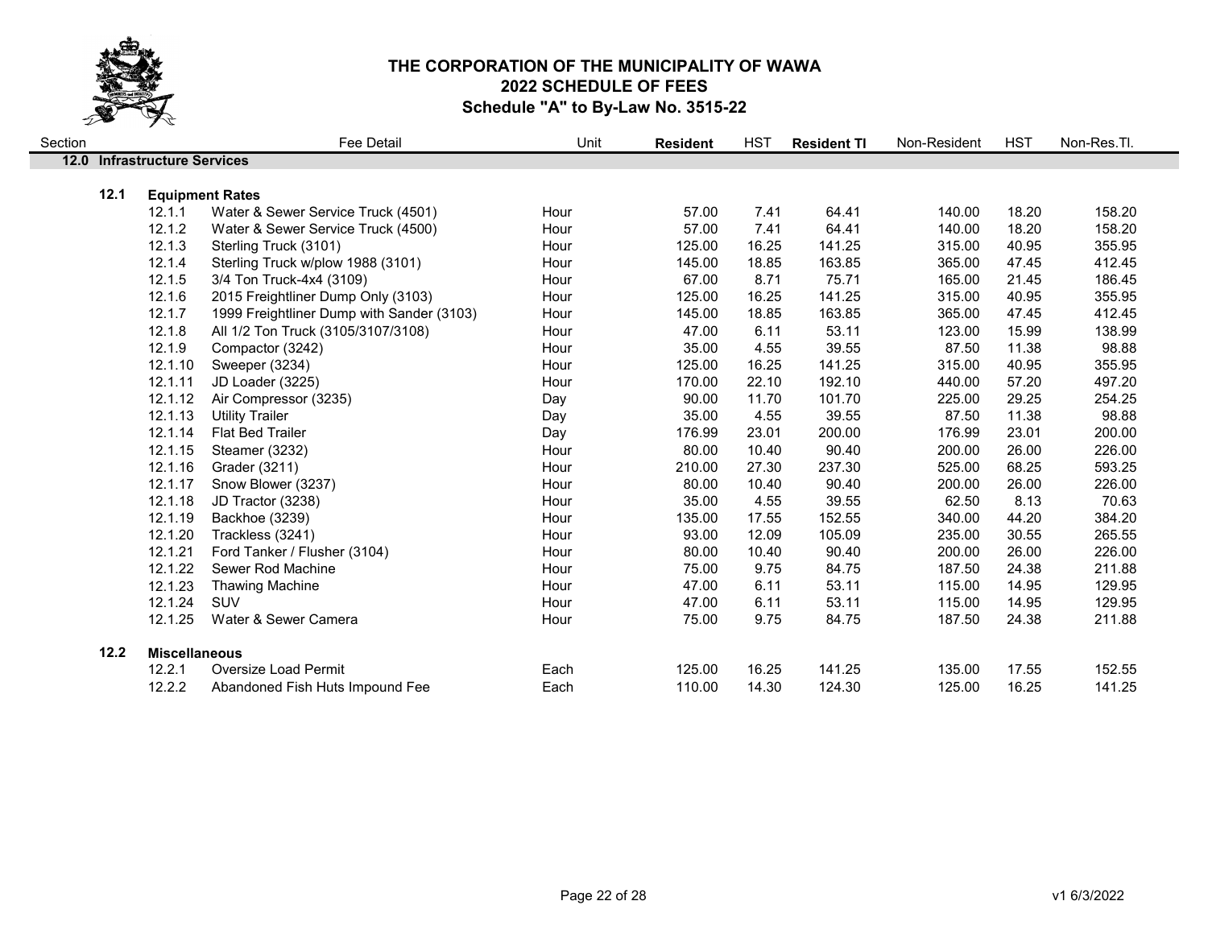# THE CORPORATION OF THE MUNICIPALITY OF WAWA
## 2022 SCHEDULE OF FEES
### Schedule "A" to By-Law No. 3515-22

| Section | | Fee Detail | Unit | **Resident** | HST | **Resident Tl** | Non-Resident | HST | Non-Res.Tl. |
|---|---|---|---|---|---|---|---|---|---|
| **12.0** | **Infrastructure Services** | | | | | | | | |
| **12.1** | **Equipment Rates** | | | | | | | | |
| | 12.1.1 | Water & Sewer Service Truck (4501) | Hour | 57.00 | 7.41 | 64.41 | 140.00 | 18.20 | 158.20 |
| | 12.1.2 | Water & Sewer Service Truck (4500) | Hour | 57.00 | 7.41 | 64.41 | 140.00 | 18.20 | 158.20 |
| | 12.1.3 | Sterling Truck (3101) | Hour | 125.00 | 16.25 | 141.25 | 315.00 | 40.95 | 355.95 |
| | 12.1.4 | Sterling Truck w/plow 1988 (3101) | Hour | 145.00 | 18.85 | 163.85 | 365.00 | 47.45 | 412.45 |
| | 12.1.5 | 3/4 Ton Truck-4x4 (3109) | Hour | 67.00 | 8.71 | 75.71 | 165.00 | 21.45 | 186.45 |
| | 12.1.6 | 2015 Freightliner Dump Only (3103) | Hour | 125.00 | 16.25 | 141.25 | 315.00 | 40.95 | 355.95 |
| | 12.1.7 | 1999 Freightliner Dump with Sander (3103) | Hour | 145.00 | 18.85 | 163.85 | 365.00 | 47.45 | 412.45 |
| | 12.1.8 | All 1/2 Ton Truck (3105/3107/3108) | Hour | 47.00 | 6.11 | 53.11 | 123.00 | 15.99 | 138.99 |
| | 12.1.9 | Compactor (3242) | Hour | 35.00 | 4.55 | 39.55 | 87.50 | 11.38 | 98.88 |
| | 12.1.10 | Sweeper (3234) | Hour | 125.00 | 16.25 | 141.25 | 315.00 | 40.95 | 355.95 |
| | 12.1.11 | JD Loader (3225) | Hour | 170.00 | 22.10 | 192.10 | 440.00 | 57.20 | 497.20 |
| | 12.1.12 | Air Compressor (3235) | Day | 90.00 | 11.70 | 101.70 | 225.00 | 29.25 | 254.25 |
| | 12.1.13 | Utility Trailer | Day | 35.00 | 4.55 | 39.55 | 87.50 | 11.38 | 98.88 |
| | 12.1.14 | Flat Bed Trailer | Day | 176.99 | 23.01 | 200.00 | 176.99 | 23.01 | 200.00 |
| | 12.1.15 | Steamer (3232) | Hour | 80.00 | 10.40 | 90.40 | 200.00 | 26.00 | 226.00 |
| | 12.1.16 | Grader (3211) | Hour | 210.00 | 27.30 | 237.30 | 525.00 | 68.25 | 593.25 |
| | 12.1.17 | Snow Blower (3237) | Hour | 80.00 | 10.40 | 90.40 | 200.00 | 26.00 | 226.00 |
| | 12.1.18 | JD Tractor (3238) | Hour | 35.00 | 4.55 | 39.55 | 62.50 | 8.13 | 70.63 |
| | 12.1.19 | Backhoe (3239) | Hour | 135.00 | 17.55 | 152.55 | 340.00 | 44.20 | 384.20 |
| | 12.1.20 | Trackless (3241) | Hour | 93.00 | 12.09 | 105.09 | 235.00 | 30.55 | 265.55 |
| | 12.1.21 | Ford Tanker / Flusher (3104) | Hour | 80.00 | 10.40 | 90.40 | 200.00 | 26.00 | 226.00 |
| | 12.1.22 | Sewer Rod Machine | Hour | 75.00 | 9.75 | 84.75 | 187.50 | 24.38 | 211.88 |
| | 12.1.23 | Thawing Machine | Hour | 47.00 | 6.11 | 53.11 | 115.00 | 14.95 | 129.95 |
| | 12.1.24 | SUV | Hour | 47.00 | 6.11 | 53.11 | 115.00 | 14.95 | 129.95 |
| | 12.1.25 | Water & Sewer Camera | Hour | 75.00 | 9.75 | 84.75 | 187.50 | 24.38 | 211.88 |
| **12.2** | **Miscellaneous** | | | | | | | | |
| | 12.2.1 | Oversize Load Permit | Each | 125.00 | 16.25 | 141.25 | 135.00 | 17.55 | 152.55 |
| | 12.2.2 | Abandoned Fish Huts Impound Fee | Each | 110.00 | 14.30 | 124.30 | 125.00 | 16.25 | 141.25 |

v1 6/3/2022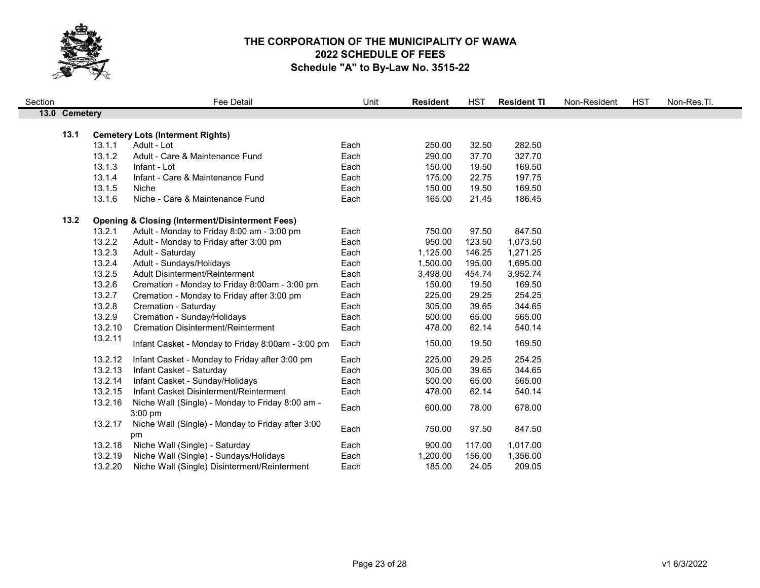# THE CORPORATION OF THE MUNICIPALITY OF WAWA
## 2022 SCHEDULE OF FEES
### Schedule "A" to By-Law No. 3515-22

| Section | | Fee Detail | Unit | Resident | HST | Resident TI | Non-Resident | HST | Non-Res.TI. |
|---|---|---|---|---|---|---|---|---|---|
| **13.0 Cemetery** | | | | | | | | | |
| **13.1** | | **Cemetery Lots (Interment Rights)** | | | | | | | |
| | 13.1.1 | Adult - Lot | Each | 250.00 | 32.50 | 282.50 | | | |
| | 13.1.2 | Adult - Care & Maintenance Fund | Each | 290.00 | 37.70 | 327.70 | | | |
| | 13.1.3 | Infant - Lot | Each | 150.00 | 19.50 | 169.50 | | | |
| | 13.1.4 | Infant - Care & Maintenance Fund | Each | 175.00 | 22.75 | 197.75 | | | |
| | 13.1.5 | Niche | Each | 150.00 | 19.50 | 169.50 | | | |
| | 13.1.6 | Niche - Care & Maintenance Fund | Each | 165.00 | 21.45 | 186.45 | | | |
| **13.2** | | **Opening & Closing (Interment/Disinterment Fees)** | | | | | | | |
| | 13.2.1 | Adult - Monday to Friday 8:00 am - 3:00 pm | Each | 750.00 | 97.50 | 847.50 | | | |
| | 13.2.2 | Adult - Monday to Friday after 3:00 pm | Each | 950.00 | 123.50 | 1,073.50 | | | |
| | 13.2.3 | Adult - Saturday | Each | 1,125.00 | 146.25 | 1,271.25 | | | |
| | 13.2.4 | Adult - Sundays/Holidays | Each | 1,500.00 | 195.00 | 1,695.00 | | | |
| | 13.2.5 | Adult Disinterment/Reinterment | Each | 3,498.00 | 454.74 | 3,952.74 | | | |
| | 13.2.6 | Cremation - Monday to Friday 8:00am - 3:00 pm | Each | 150.00 | 19.50 | 169.50 | | | |
| | 13.2.7 | Cremation - Monday to Friday after 3:00 pm | Each | 225.00 | 29.25 | 254.25 | | | |
| | 13.2.8 | Cremation - Saturday | Each | 305.00 | 39.65 | 344.65 | | | |
| | 13.2.9 | Cremation - Sunday/Holidays | Each | 500.00 | 65.00 | 565.00 | | | |
| | 13.2.10 | Cremation Disinterment/Reinterment | Each | 478.00 | 62.14 | 540.14 | | | |
| | 13.2.11 | Infant Casket - Monday to Friday 8:00am - 3:00 pm | Each | 150.00 | 19.50 | 169.50 | | | |
| | 13.2.12 | Infant Casket - Monday to Friday after 3:00 pm | Each | 225.00 | 29.25 | 254.25 | | | |
| | 13.2.13 | Infant Casket - Saturday | Each | 305.00 | 39.65 | 344.65 | | | |
| | 13.2.14 | Infant Casket - Sunday/Holidays | Each | 500.00 | 65.00 | 565.00 | | | |
| | 13.2.15 | Infant Casket Disinterment/Reinterment | Each | 478.00 | 62.14 | 540.14 | | | |
| | 13.2.16 | Niche Wall (Single) - Monday to Friday 8:00 am - 3:00 pm | Each | 600.00 | 78.00 | 678.00 | | | |
| | 13.2.17 | Niche Wall (Single) - Monday to Friday after 3:00 pm | Each | 750.00 | 97.50 | 847.50 | | | |
| | 13.2.18 | Niche Wall (Single) - Saturday | Each | 900.00 | 117.00 | 1,017.00 | | | |
| | 13.2.19 | Niche Wall (Single) - Sundays/Holidays | Each | 1,200.00 | 156.00 | 1,356.00 | | | |
| | 13.2.20 | Niche Wall (Single) Disinterment/Reinterment | Each | 185.00 | 24.05 | 209.05 | | | |

v1 6/3/2022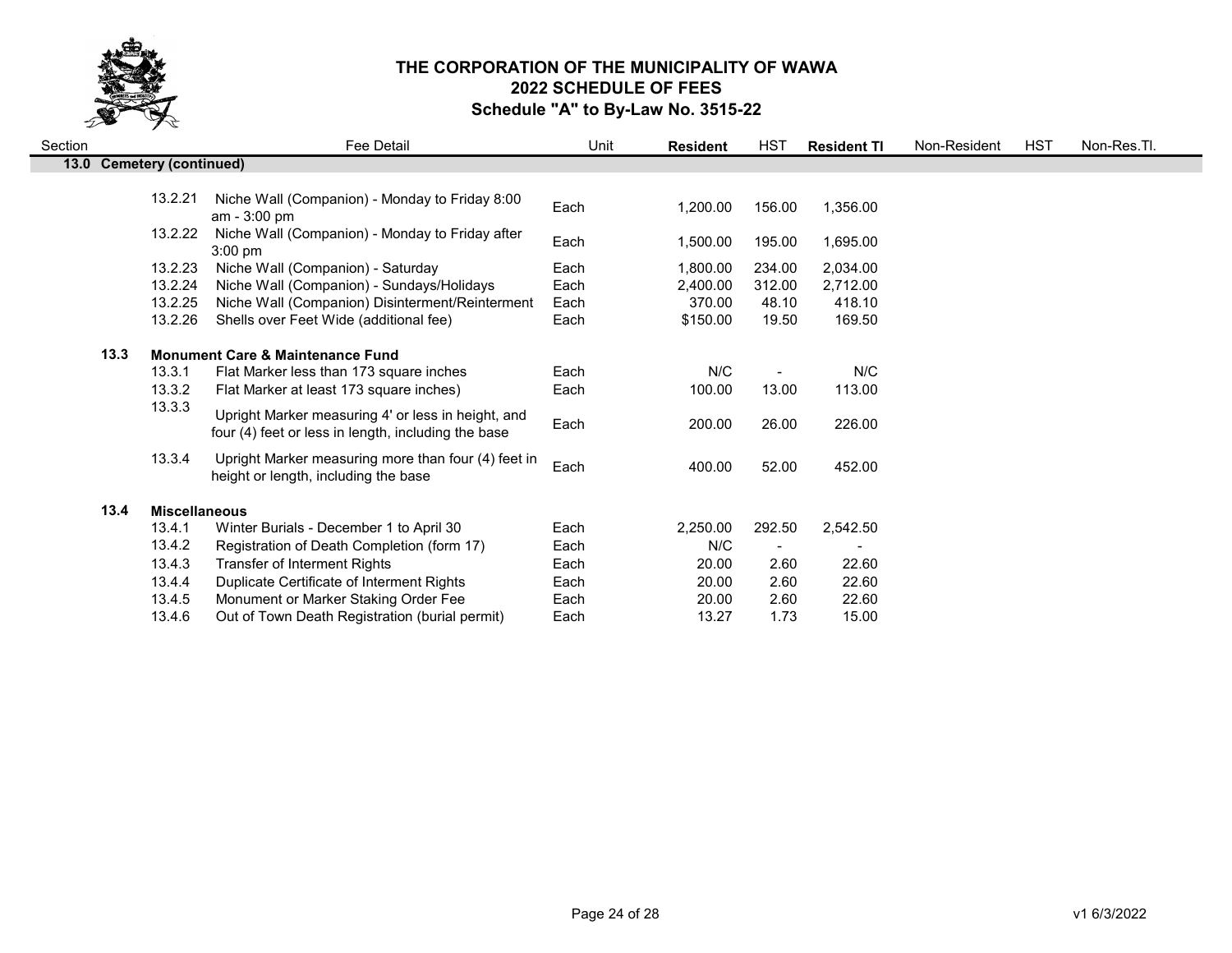# THE CORPORATION OF THE MUNICIPALITY OF WAWA
## 2022 SCHEDULE OF FEES
### Schedule "A" to By-Law No. 3515-22

| Section | | Fee Detail | Unit | **Resident** | HST | **Resident TI** | Non-Resident | HST | Non-Res.TI. |
|---|---|---|---|---|---|---|---|---|---|
| **13.0 Cemetery (continued)** | | | | | | | | | |
| | 13.2.21 | Niche Wall (Companion) - Monday to Friday 8:00 am - 3:00 pm | Each | 1,200.00 | 156.00 | 1,356.00 | | | |
| | 13.2.22 | Niche Wall (Companion) - Monday to Friday after 3:00 pm | Each | 1,500.00 | 195.00 | 1,695.00 | | | |
| | 13.2.23 | Niche Wall (Companion) - Saturday | Each | 1,800.00 | 234.00 | 2,034.00 | | | |
| | 13.2.24 | Niche Wall (Companion) - Sundays/Holidays | Each | 2,400.00 | 312.00 | 2,712.00 | | | |
| | 13.2.25 | Niche Wall (Companion) Disinterment/Reinterment | Each | 370.00 | 48.10 | 418.10 | | | |
| | 13.2.26 | Shells over Feet Wide (additional fee) | Each | $150.00 | 19.50 | 169.50 | | | |
| **13.3** | **Monument Care & Maintenance Fund** | | | | | | | | |
| | 13.3.1 | Flat Marker less than 173 square inches | Each | N/C | - | N/C | | | |
| | 13.3.2 | Flat Marker at least 173 square inches) | Each | 100.00 | 13.00 | 113.00 | | | |
| | 13.3.3 | Upright Marker measuring 4' or less in height, and four (4) feet or less in length, including the base | Each | 200.00 | 26.00 | 226.00 | | | |
| | 13.3.4 | Upright Marker measuring more than four (4) feet in height or length, including the base | Each | 400.00 | 52.00 | 452.00 | | | |
| **13.4** | **Miscellaneous** | | | | | | | | |
| | 13.4.1 | Winter Burials - December 1 to April 30 | Each | 2,250.00 | 292.50 | 2,542.50 | | | |
| | 13.4.2 | Registration of Death Completion (form 17) | Each | N/C | - | - | | | |
| | 13.4.3 | Transfer of Interment Rights | Each | 20.00 | 2.60 | 22.60 | | | |
| | 13.4.4 | Duplicate Certificate of Interment Rights | Each | 20.00 | 2.60 | 22.60 | | | |
| | 13.4.5 | Monument or Marker Staking Order Fee | Each | 20.00 | 2.60 | 22.60 | | | |
| | 13.4.6 | Out of Town Death Registration (burial permit) | Each | 13.27 | 1.73 | 15.00 | | | |

v1 6/3/2022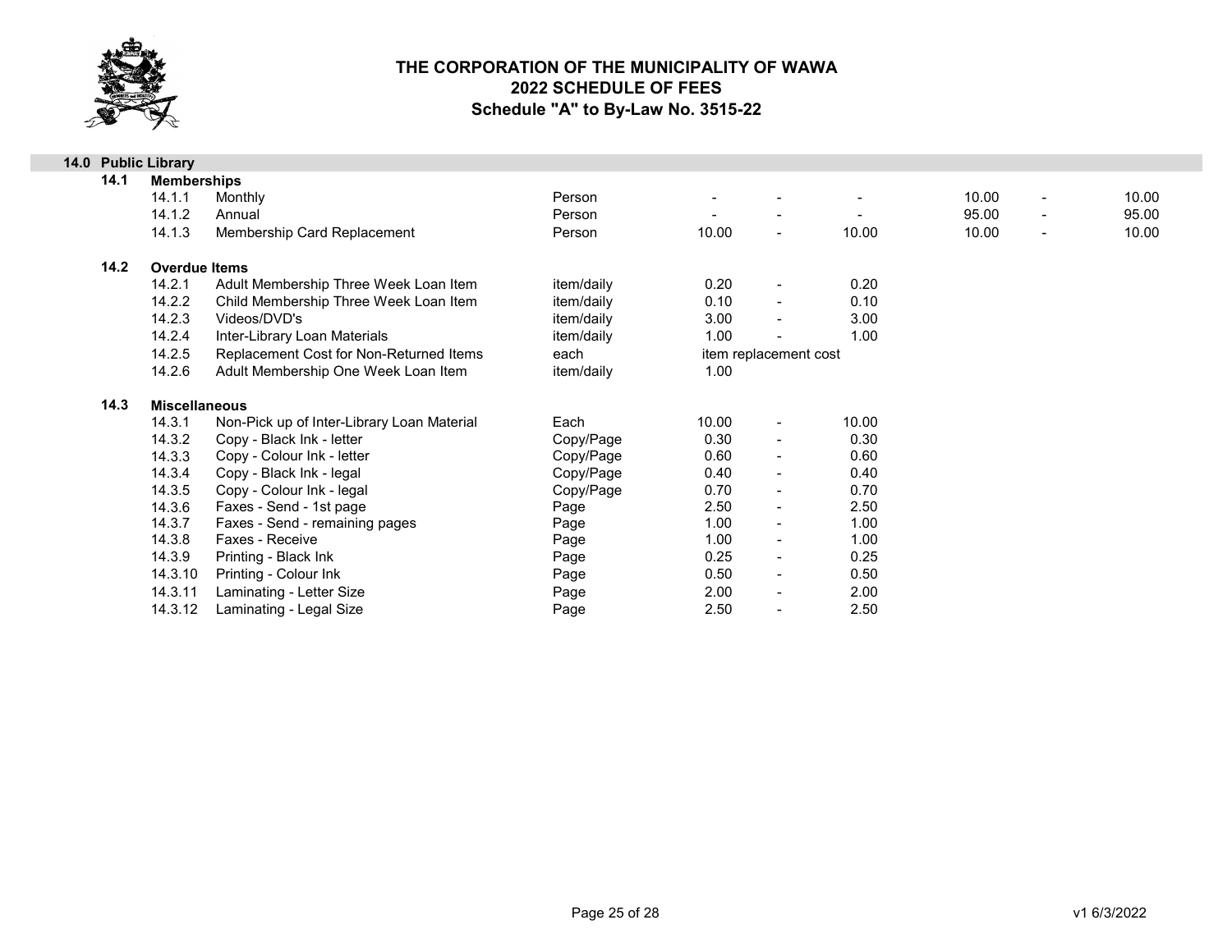# THE CORPORATION OF THE MUNICIPALITY OF WAWA
## 2022 SCHEDULE OF FEES
### Schedule "A" to By-Law No. 3515-22

| | | | | | | | | | | |
|---|---|---|---|---|---|---|---|---|---|---|
| **14.0** | **Public Library** | | | | | | | | | |
| **14.1** | **Memberships** | | | | | | | | | |
| | 14.1.1 | Monthly | Person | - | - | - | 10.00 | - | 10.00 |
| | 14.1.2 | Annual | Person | - | - | - | 95.00 | - | 95.00 |
| | 14.1.3 | Membership Card Replacement | Person | 10.00 | - | 10.00 | 10.00 | - | 10.00 |
| **14.2** | **Overdue Items** | | | | | | | | |
| | 14.2.1 | Adult Membership Three Week Loan Item | item/daily | 0.20 | - | 0.20 | | | |
| | 14.2.2 | Child Membership Three Week Loan Item | item/daily | 0.10 | - | 0.10 | | | |
| | 14.2.3 | Videos/DVD's | item/daily | 3.00 | - | 3.00 | | | |
| | 14.2.4 | Inter-Library Loan Materials | item/daily | 1.00 | - | 1.00 | | | |
| | 14.2.5 | Replacement Cost for Non-Returned Items | each | item replacement cost | | | | | |
| | 14.2.6 | Adult Membership One Week Loan Item | item/daily | 1.00 | | | | | |
| **14.3** | **Miscellaneous** | | | | | | | | |
| | 14.3.1 | Non-Pick up of Inter-Library Loan Material | Each | 10.00 | - | 10.00 | | | |
| | 14.3.2 | Copy - Black Ink - letter | Copy/Page | 0.30 | - | 0.30 | | | |
| | 14.3.3 | Copy - Colour Ink - letter | Copy/Page | 0.60 | - | 0.60 | | | |
| | 14.3.4 | Copy - Black Ink - legal | Copy/Page | 0.40 | - | 0.40 | | | |
| | 14.3.5 | Copy - Colour Ink - legal | Copy/Page | 0.70 | - | 0.70 | | | |
| | 14.3.6 | Faxes - Send - 1st page | Page | 2.50 | - | 2.50 | | | |
| | 14.3.7 | Faxes - Send - remaining pages | Page | 1.00 | - | 1.00 | | | |
| | 14.3.8 | Faxes - Receive | Page | 1.00 | - | 1.00 | | | |
| | 14.3.9 | Printing - Black Ink | Page | 0.25 | - | 0.25 | | | |
| | 14.3.10 | Printing - Colour Ink | Page | 0.50 | - | 0.50 | | | |
| | 14.3.11 | Laminating - Letter Size | Page | 2.00 | - | 2.00 | | | |
| | 14.3.12 | Laminating - Legal Size | Page | 2.50 | - | 2.50 | | | |

v1 6/3/2022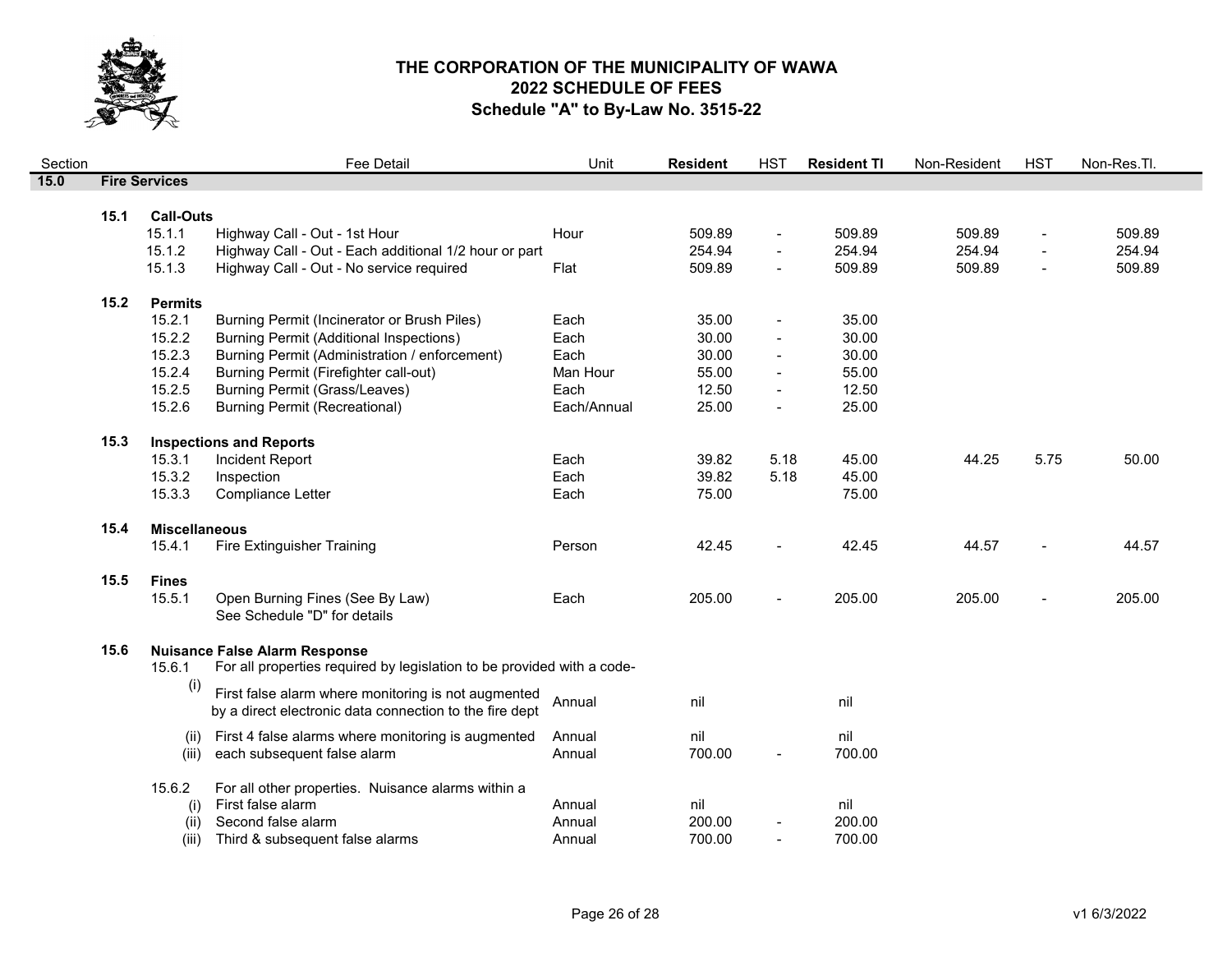# THE CORPORATION OF THE MUNICIPALITY OF WAWA
## 2022 SCHEDULE OF FEES
### Schedule "A" to By-Law No. 3515-22

| Section | | | Fee Detail | Unit | **Resident** | HST | **Resident Tl** | Non-Resident | HST | Non-Res.Tl. |
|---|---|---|---|---|---|---|---|---|---|---|
| **15.0** | **Fire Services** | | | | | | | | | |
| | **15.1** | **Call-Outs** | | | | | | | | |
| | | 15.1.1 | Highway Call - Out - 1st Hour | Hour | 509.89 | - | 509.89 | 509.89 | - | 509.89 |
| | | 15.1.2 | Highway Call - Out - Each additional 1/2 hour or part | | 254.94 | - | 254.94 | 254.94 | - | 254.94 |
| | | 15.1.3 | Highway Call - Out - No service required | Flat | 509.89 | - | 509.89 | 509.89 | - | 509.89 |
| | **15.2** | **Permits** | | | | | | | | |
| | | 15.2.1 | Burning Permit (Incinerator or Brush Piles) | Each | 35.00 | - | 35.00 | | | |
| | | 15.2.2 | Burning Permit (Additional Inspections) | Each | 30.00 | - | 30.00 | | | |
| | | 15.2.3 | Burning Permit (Administration / enforcement) | Each | 30.00 | - | 30.00 | | | |
| | | 15.2.4 | Burning Permit (Firefighter call-out) | Man Hour | 55.00 | - | 55.00 | | | |
| | | 15.2.5 | Burning Permit (Grass/Leaves) | Each | 12.50 | - | 12.50 | | | |
| | | 15.2.6 | Burning Permit (Recreational) | Each/Annual | 25.00 | - | 25.00 | | | |
| | **15.3** | **Inspections and Reports** | | | | | | | | |
| | | 15.3.1 | Incident Report | Each | 39.82 | 5.18 | 45.00 | 44.25 | 5.75 | 50.00 |
| | | 15.3.2 | Inspection | Each | 39.82 | 5.18 | 45.00 | | | |
| | | 15.3.3 | Compliance Letter | Each | 75.00 | | 75.00 | | | |
| | **15.4** | **Miscellaneous** | | | | | | | | |
| | | 15.4.1 | Fire Extinguisher Training | Person | 42.45 | - | 42.45 | 44.57 | - | 44.57 |
| | **15.5** | **Fines** | | | | | | | | |
| | | 15.5.1 | Open Burning Fines (See By Law)<br>See Schedule "D" for details | Each | 205.00 | - | 205.00 | 205.00 | - | 205.00 |
| | **15.6** | **Nuisance False Alarm Response** | | | | | | | | |
| | | 15.6.1 | For all properties required by legislation to be provided with a code- | | | | | | | |
| | | (i) | First false alarm where monitoring is not augmented by a direct electronic data connection to the fire dept | Annual | nil | | nil | | | |
| | | (ii) | First 4 false alarms where monitoring is augmented | Annual | nil | | nil | | | |
| | | (iii) | each subsequent false alarm | Annual | 700.00 | - | 700.00 | | | |
| | | 15.6.2 | For all other properties. Nuisance alarms within a | | | | | | | |
| | | (i) | First false alarm | Annual | nil | | nil | | | |
| | | (ii) | Second false alarm | Annual | 200.00 | - | 200.00 | | | |
| | | (iii) | Third & subsequent false alarms | Annual | 700.00 | - | 700.00 | | | |

v1 6/3/2022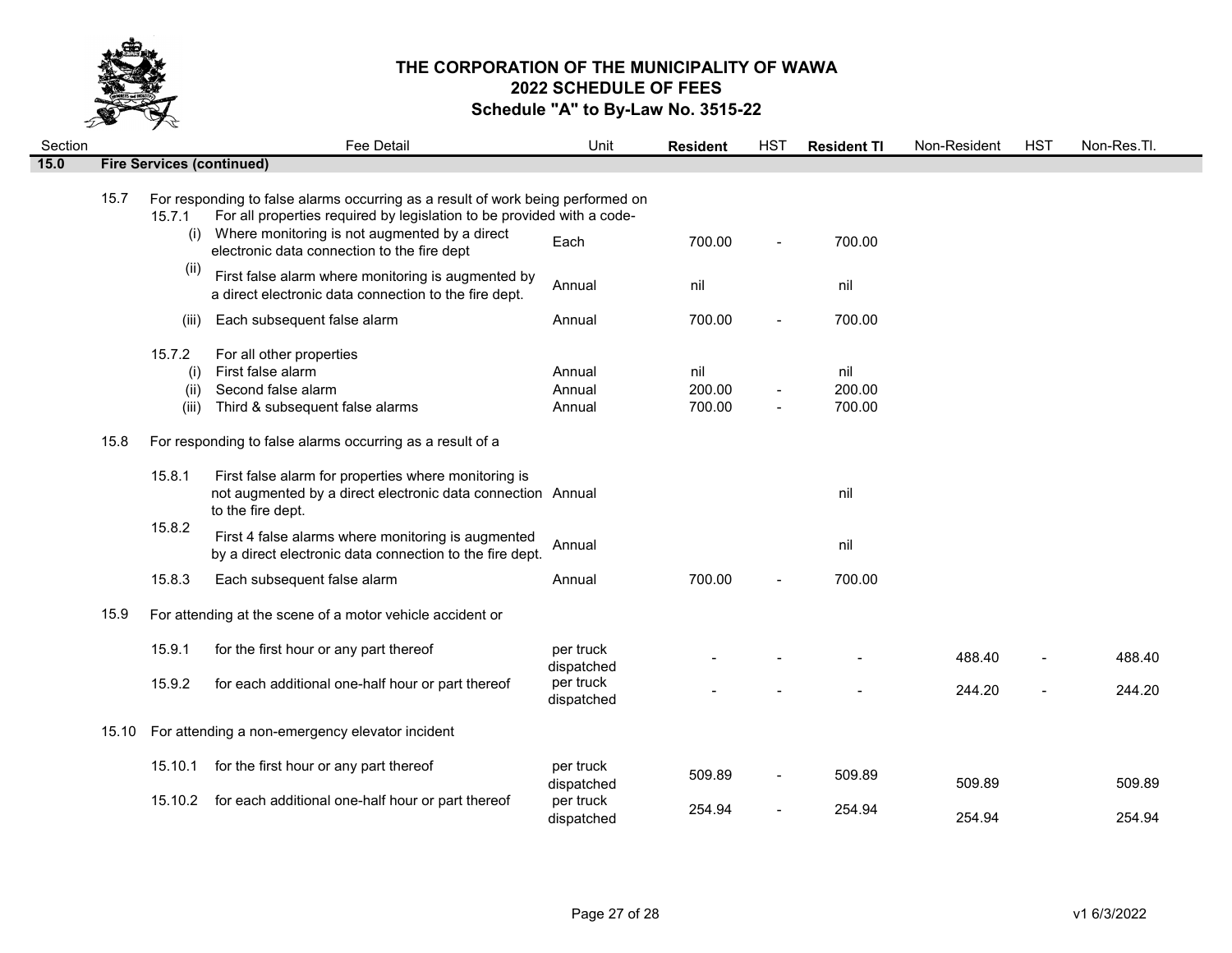# THE CORPORATION OF THE MUNICIPALITY OF WAWA
## 2022 SCHEDULE OF FEES
### Schedule "A" to By-Law No. 3515-22

| Section | | | Fee Detail | Unit | Resident | HST | Resident Tl | Non-Resident | HST | Non-Res.Tl. |
|---|---|---|---|---|---|---|---|---|---|---|
| **15.0** | **Fire Services (continued)** | | | | | | | | | |
| | 15.7 | | For responding to false alarms occurring as a result of work being performed on | | | | | | | |
| | | 15.7.1 | For all properties required by legislation to be provided with a code- | | | | | | | |
| | | (i) | Where monitoring is not augmented by a direct electronic data connection to the fire dept | Each | 700.00 | - | 700.00 | | | |
| | | (ii) | First false alarm where monitoring is augmented by a direct electronic data connection to the fire dept. | Annual | nil | | nil | | | |
| | | (iii) | Each subsequent false alarm | Annual | 700.00 | - | 700.00 | | | |
| | | 15.7.2 | For all other properties | | | | | | | |
| | | (i) | First false alarm | Annual | nil | | nil | | | |
| | | (ii) | Second false alarm | Annual | 200.00 | - | 200.00 | | | |
| | | (iii) | Third & subsequent false alarms | Annual | 700.00 | - | 700.00 | | | |
| | 15.8 | | For responding to false alarms occurring as a result of a | | | | | | | |
| | | 15.8.1 | First false alarm for properties where monitoring is not augmented by a direct electronic data connection to the fire dept. | Annual | | | nil | | | |
| | | 15.8.2 | First 4 false alarms where monitoring is augmented by a direct electronic data connection to the fire dept. | Annual | | | nil | | | |
| | | 15.8.3 | Each subsequent false alarm | Annual | 700.00 | - | 700.00 | | | |
| | 15.9 | | For attending at the scene of a motor vehicle accident or | | | | | | | |
| | | 15.9.1 | for the first hour or any part thereof | per truck dispatched | - | - | - | 488.40 | - | 488.40 |
| | | 15.9.2 | for each additional one-half hour or part thereof | per truck dispatched | - | - | - | 244.20 | - | 244.20 |
| | 15.10 | | For attending a non-emergency elevator incident | | | | | | | |
| | | 15.10.1 | for the first hour or any part thereof | per truck dispatched | 509.89 | - | 509.89 | 509.89 | | 509.89 |
| | | 15.10.2 | for each additional one-half hour or part thereof | per truck dispatched | 254.94 | - | 254.94 | 254.94 | | 254.94 |

v1 6/3/2022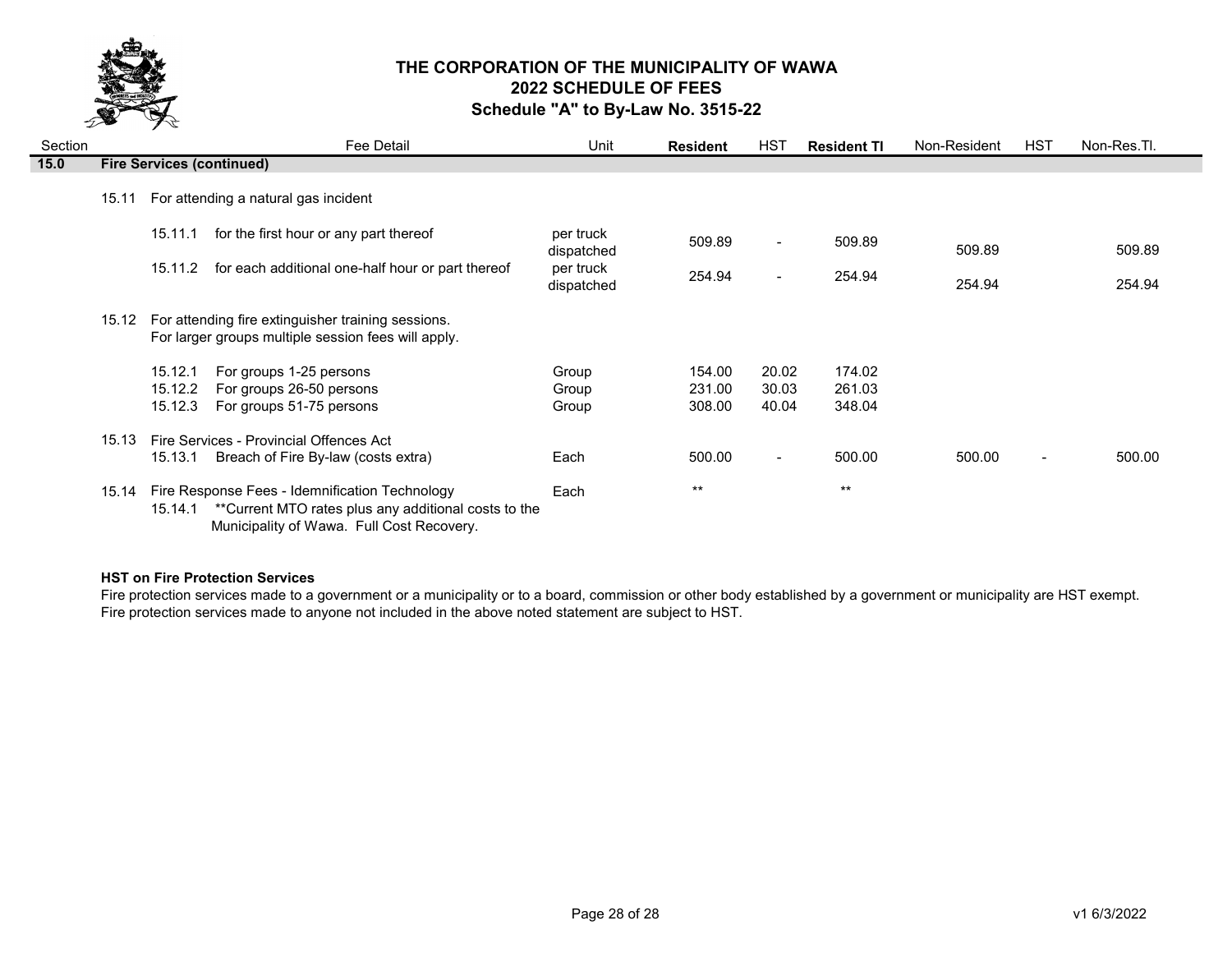# THE CORPORATION OF THE MUNICIPALITY OF WAWA
## 2022 SCHEDULE OF FEES
### Schedule "A" to By-Law No. 3515-22

| Section | | Fee Detail | Unit | **Resident** | HST | **Resident TI** | Non-Resident | HST | Non-Res.TI. |
|---|---|---|---|---|---|---|---|---|---|
| **15.0** | **Fire Services (continued)** | | | | | | | | |
| | 15.11 | For attending a natural gas incident | | | | | | | |
| | 15.11.1 | for the first hour or any part thereof | per truck dispatched | 509.89 | - | 509.89 | 509.89 | | 509.89 |
| | 15.11.2 | for each additional one-half hour or part thereof | per truck dispatched | 254.94 | - | 254.94 | 254.94 | | 254.94 |
| | 15.12 | For attending fire extinguisher training sessions. For larger groups multiple session fees will apply. | | | | | | | |
| | 15.12.1 | For groups 1-25 persons | Group | 154.00 | 20.02 | 174.02 | | | |
| | 15.12.2 | For groups 26-50 persons | Group | 231.00 | 30.03 | 261.03 | | | |
| | 15.12.3 | For groups 51-75 persons | Group | 308.00 | 40.04 | 348.04 | | | |
| | 15.13 | Fire Services - Provincial Offences Act | | | | | | | |
| | 15.13.1 | Breach of Fire By-law (costs extra) | Each | 500.00 | - | 500.00 | 500.00 | - | 500.00 |
| | 15.14 | Fire Response Fees - Idemnification Technology | Each | ** | | ** | | | |
| | 15.14.1 | **Current MTO rates plus any additional costs to the Municipality of Wawa. Full Cost Recovery. | | | | | | | |

**HST on Fire Protection Services**

Fire protection services made to a government or a municipality or to a board, commission or other body established by a government or municipality are HST exempt.
Fire protection services made to anyone not included in the above noted statement are subject to HST.

v1 6/3/2022